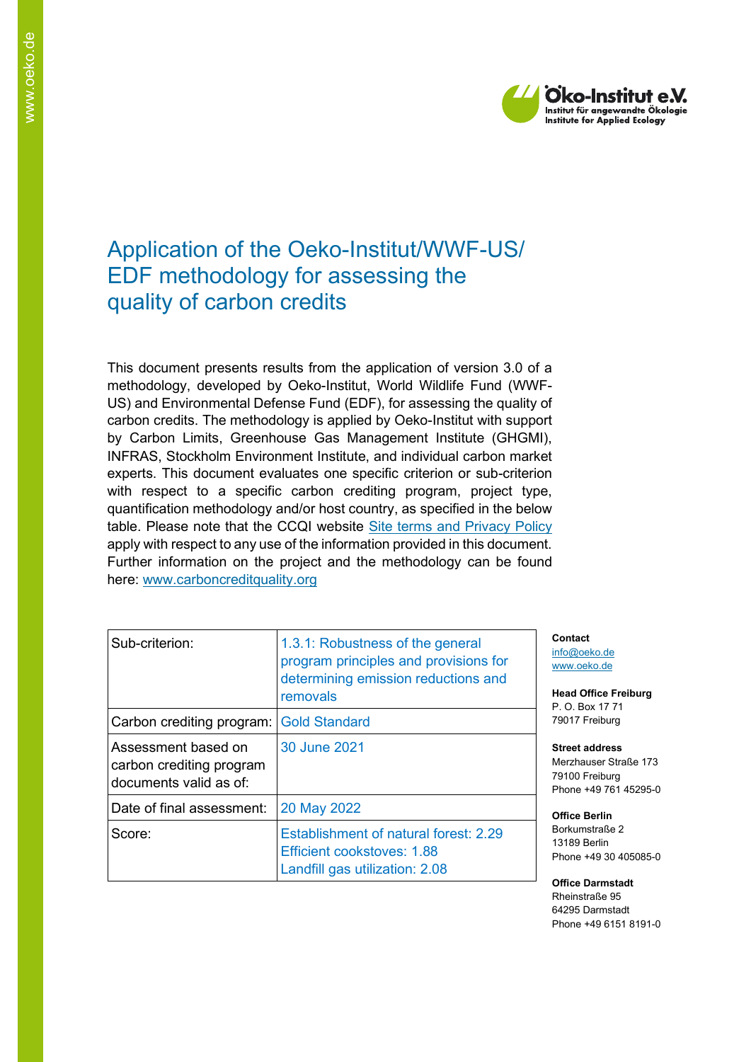# Application of the Oeko-Institut/WWF-US/ EDF methodology for assessing the quality of carbon credits

This document presents results from the application of version 3.0 of a methodology, developed by Oeko-Institut, World Wildlife Fund (WWF-US) and Environmental Defense Fund (EDF), for assessing the quality of carbon credits. The methodology is applied by Oeko-Institut with support by Carbon Limits, Greenhouse Gas Management Institute (GHGMI), INFRAS, Stockholm Environment Institute, and individual carbon market experts. This document evaluates one specific criterion or sub-criterion with respect to a specific carbon crediting program, project type, quantification methodology and/or host country, as specified in the below table. Please note that the CCQI website Site terms and Privacy Policy apply with respect to any use of the information provided in this document. Further information on the project and the methodology can be found here: www.carboncreditquality.org

| | |
|---|---|
| Sub-criterion: | 1.3.1: Robustness of the general program principles and provisions for determining emission reductions and removals |
| Carbon crediting program: | Gold Standard |
| Assessment based on carbon crediting program documents valid as of: | 30 June 2021 |
| Date of final assessment: | 20 May 2022 |
| Score: | Establishment of natural forest: 2.29<br>Efficient cookstoves: 1.88<br>Landfill gas utilization: 2.08 |

**Contact**
info@oeko.de
www.oeko.de

**Head Office Freiburg**
P. O. Box 17 71
79017 Freiburg

**Street address**
Merzhauser Straße 173
79100 Freiburg
Phone +49 761 45295-0

**Office Berlin**
Borkumstraße 2
13189 Berlin
Phone +49 30 405085-0

**Office Darmstadt**
Rheinstraße 95
64295 Darmstadt
Phone +49 6151 8191-0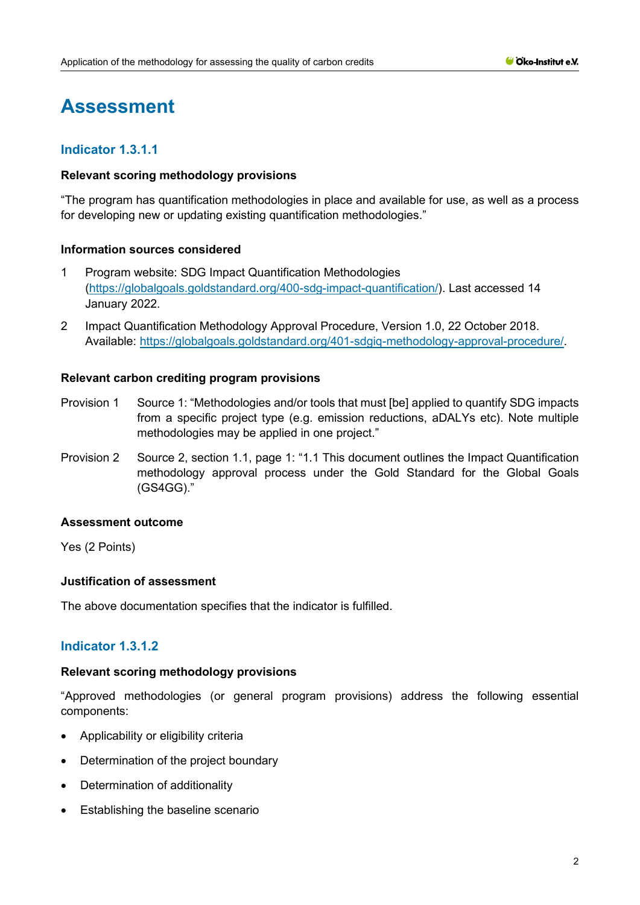# Assessment

## Indicator 1.3.1.1

**Relevant scoring methodology provisions**

"The program has quantification methodologies in place and available for use, as well as a process for developing new or updating existing quantification methodologies."

**Information sources considered**

1 Program website: SDG Impact Quantification Methodologies (https://globalgoals.goldstandard.org/400-sdg-impact-quantification/). Last accessed 14 January 2022.

2 Impact Quantification Methodology Approval Procedure, Version 1.0, 22 October 2018. Available: https://globalgoals.goldstandard.org/401-sdgiq-methodology-approval-procedure/.

**Relevant carbon crediting program provisions**

Provision 1 Source 1: "Methodologies and/or tools that must [be] applied to quantify SDG impacts from a specific project type (e.g. emission reductions, aDALYs etc). Note multiple methodologies may be applied in one project."

Provision 2 Source 2, section 1.1, page 1: "1.1 This document outlines the Impact Quantification methodology approval process under the Gold Standard for the Global Goals (GS4GG)."

**Assessment outcome**

Yes (2 Points)

**Justification of assessment**

The above documentation specifies that the indicator is fulfilled.

## Indicator 1.3.1.2

**Relevant scoring methodology provisions**

"Approved methodologies (or general program provisions) address the following essential components:

- Applicability or eligibility criteria
- Determination of the project boundary
- Determination of additionality
- Establishing the baseline scenario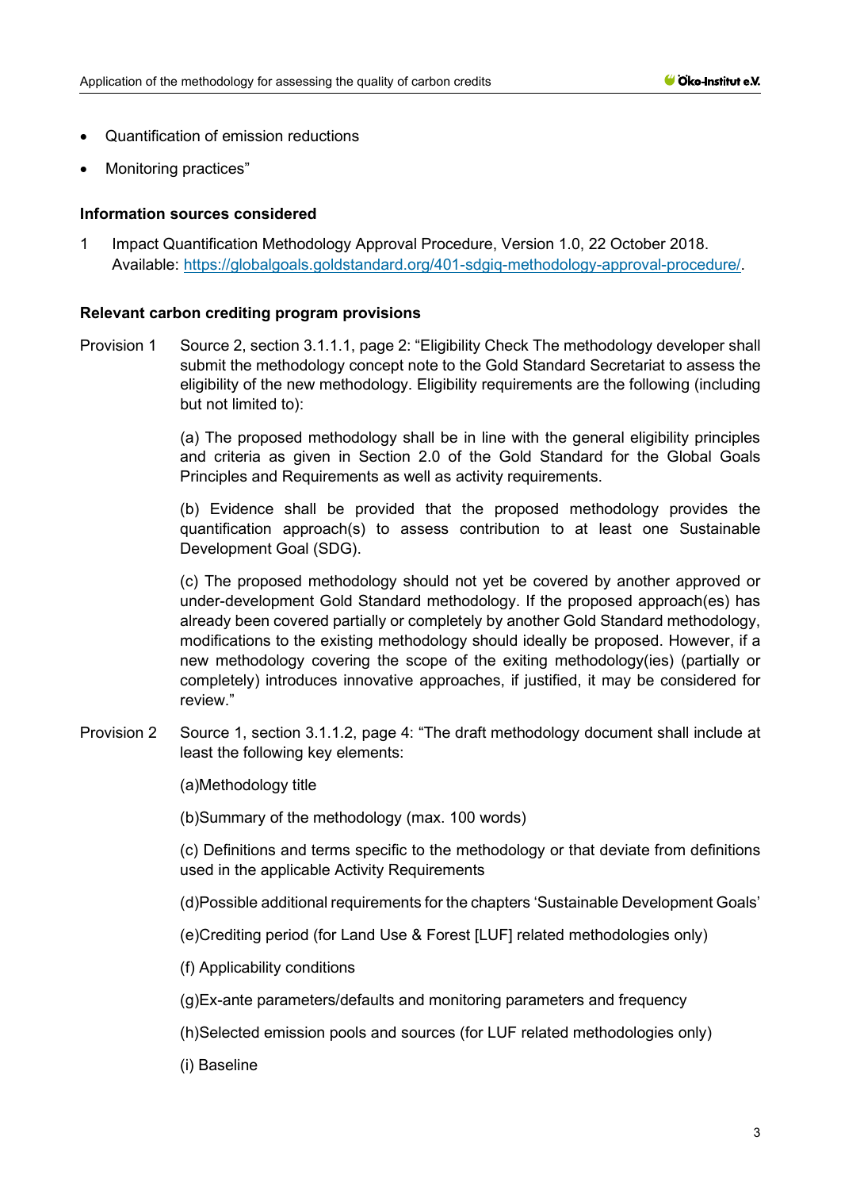- Quantification of emission reductions
- Monitoring practices"

**Information sources considered**

1 Impact Quantification Methodology Approval Procedure, Version 1.0, 22 October 2018. Available: https://globalgoals.goldstandard.org/401-sdgiq-methodology-approval-procedure/.

**Relevant carbon crediting program provisions**

Provision 1 Source 2, section 3.1.1.1, page 2: "Eligibility Check The methodology developer shall submit the methodology concept note to the Gold Standard Secretariat to assess the eligibility of the new methodology. Eligibility requirements are the following (including but not limited to):

(a) The proposed methodology shall be in line with the general eligibility principles and criteria as given in Section 2.0 of the Gold Standard for the Global Goals Principles and Requirements as well as activity requirements.

(b) Evidence shall be provided that the proposed methodology provides the quantification approach(s) to assess contribution to at least one Sustainable Development Goal (SDG).

(c) The proposed methodology should not yet be covered by another approved or under-development Gold Standard methodology. If the proposed approach(es) has already been covered partially or completely by another Gold Standard methodology, modifications to the existing methodology should ideally be proposed. However, if a new methodology covering the scope of the exiting methodology(ies) (partially or completely) introduces innovative approaches, if justified, it may be considered for review."

Provision 2 Source 1, section 3.1.1.2, page 4: "The draft methodology document shall include at least the following key elements:

(a)Methodology title

(b)Summary of the methodology (max. 100 words)

(c) Definitions and terms specific to the methodology or that deviate from definitions used in the applicable Activity Requirements

(d)Possible additional requirements for the chapters 'Sustainable Development Goals'

(e)Crediting period (for Land Use & Forest [LUF] related methodologies only)

(f) Applicability conditions

(g)Ex-ante parameters/defaults and monitoring parameters and frequency

(h)Selected emission pools and sources (for LUF related methodologies only)

(i) Baseline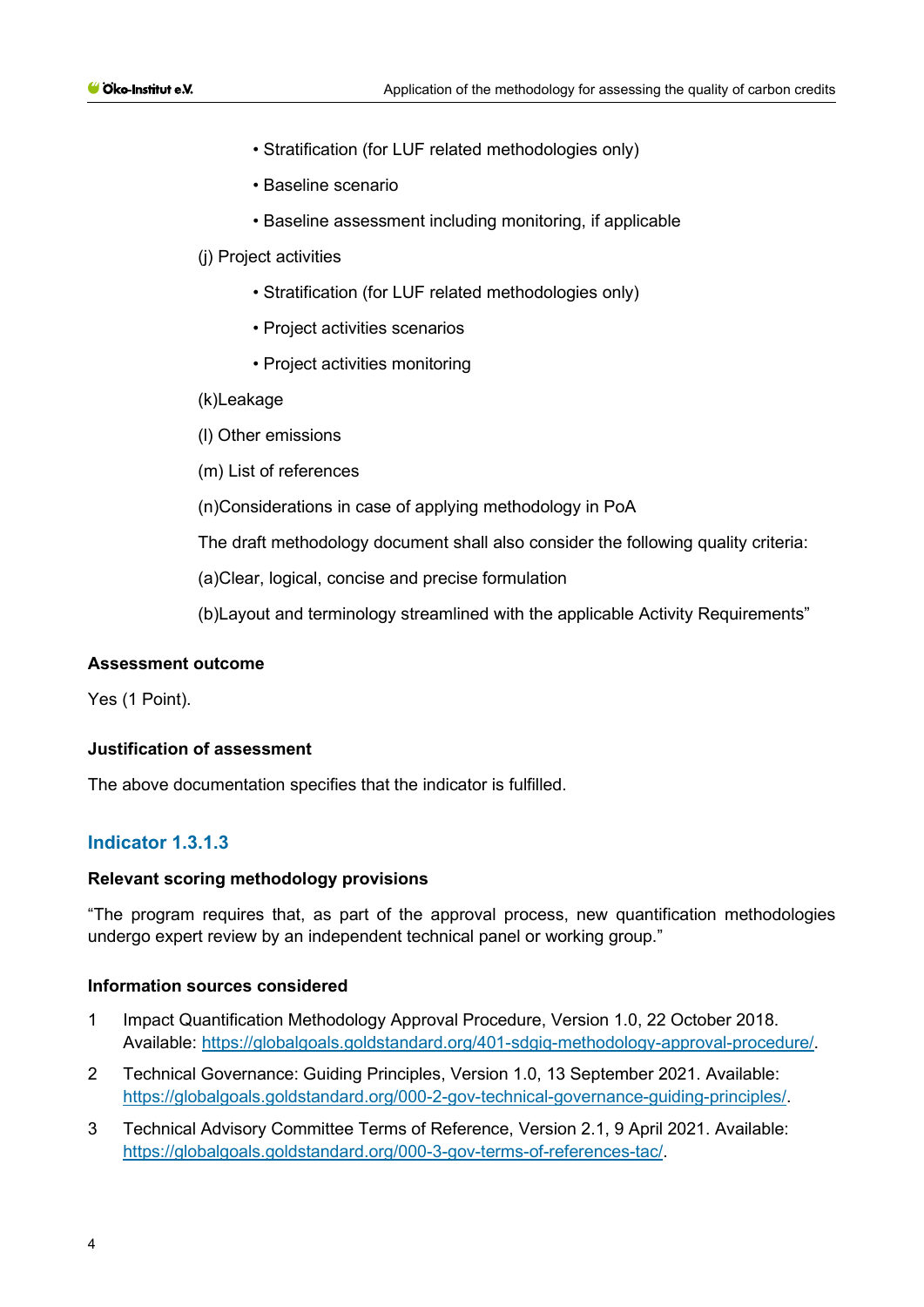• Stratification (for LUF related methodologies only)

• Baseline scenario

• Baseline assessment including monitoring, if applicable

(j) Project activities

• Stratification (for LUF related methodologies only)

• Project activities scenarios

• Project activities monitoring

(k)Leakage

(l) Other emissions

(m) List of references

(n)Considerations in case of applying methodology in PoA

The draft methodology document shall also consider the following quality criteria:

(a)Clear, logical, concise and precise formulation

(b)Layout and terminology streamlined with the applicable Activity Requirements"

**Assessment outcome**

Yes (1 Point).

**Justification of assessment**

The above documentation specifies that the indicator is fulfilled.

## Indicator 1.3.1.3

**Relevant scoring methodology provisions**

"The program requires that, as part of the approval process, new quantification methodologies undergo expert review by an independent technical panel or working group."

**Information sources considered**

1. Impact Quantification Methodology Approval Procedure, Version 1.0, 22 October 2018. Available: https://globalgoals.goldstandard.org/401-sdgiq-methodology-approval-procedure/.
2. Technical Governance: Guiding Principles, Version 1.0, 13 September 2021. Available: https://globalgoals.goldstandard.org/000-2-gov-technical-governance-guiding-principles/.
3. Technical Advisory Committee Terms of Reference, Version 2.1, 9 April 2021. Available: https://globalgoals.goldstandard.org/000-3-gov-terms-of-references-tac/.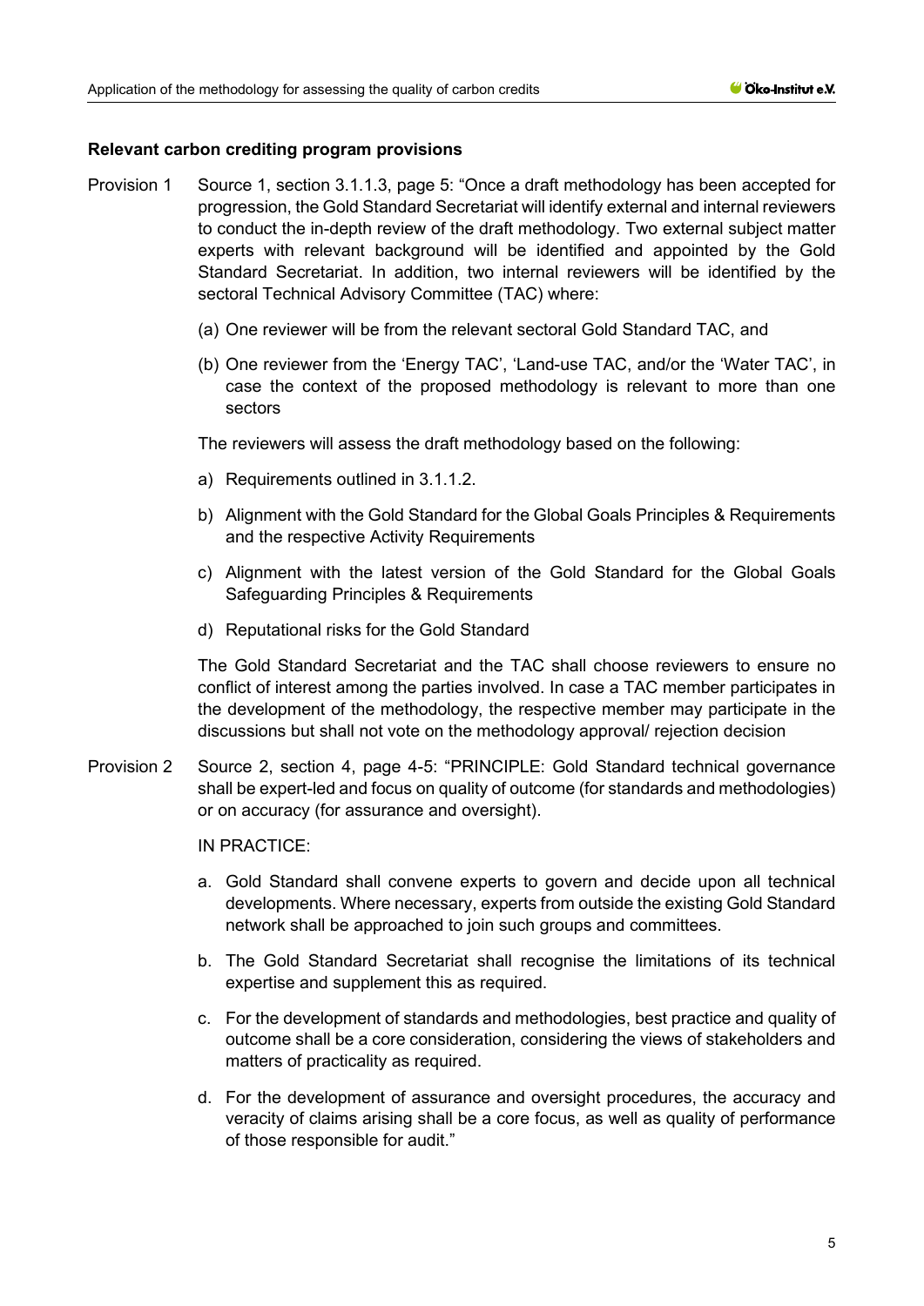**Relevant carbon crediting program provisions**

Provision 1 Source 1, section 3.1.1.3, page 5: “Once a draft methodology has been accepted for progression, the Gold Standard Secretariat will identify external and internal reviewers to conduct the in-depth review of the draft methodology. Two external subject matter experts with relevant background will be identified and appointed by the Gold Standard Secretariat. In addition, two internal reviewers will be identified by the sectoral Technical Advisory Committee (TAC) where:

(a) One reviewer will be from the relevant sectoral Gold Standard TAC, and

(b) One reviewer from the ‘Energy TAC’, ‘Land-use TAC, and/or the ‘Water TAC’, in case the context of the proposed methodology is relevant to more than one sectors

The reviewers will assess the draft methodology based on the following:

a) Requirements outlined in 3.1.1.2.

b) Alignment with the Gold Standard for the Global Goals Principles & Requirements and the respective Activity Requirements

c) Alignment with the latest version of the Gold Standard for the Global Goals Safeguarding Principles & Requirements

d) Reputational risks for the Gold Standard

The Gold Standard Secretariat and the TAC shall choose reviewers to ensure no conflict of interest among the parties involved. In case a TAC member participates in the development of the methodology, the respective member may participate in the discussions but shall not vote on the methodology approval/ rejection decision

Provision 2 Source 2, section 4, page 4-5: “PRINCIPLE: Gold Standard technical governance shall be expert-led and focus on quality of outcome (for standards and methodologies) or on accuracy (for assurance and oversight).

IN PRACTICE:

a. Gold Standard shall convene experts to govern and decide upon all technical developments. Where necessary, experts from outside the existing Gold Standard network shall be approached to join such groups and committees.

b. The Gold Standard Secretariat shall recognise the limitations of its technical expertise and supplement this as required.

c. For the development of standards and methodologies, best practice and quality of outcome shall be a core consideration, considering the views of stakeholders and matters of practicality as required.

d. For the development of assurance and oversight procedures, the accuracy and veracity of claims arising shall be a core focus, as well as quality of performance of those responsible for audit.”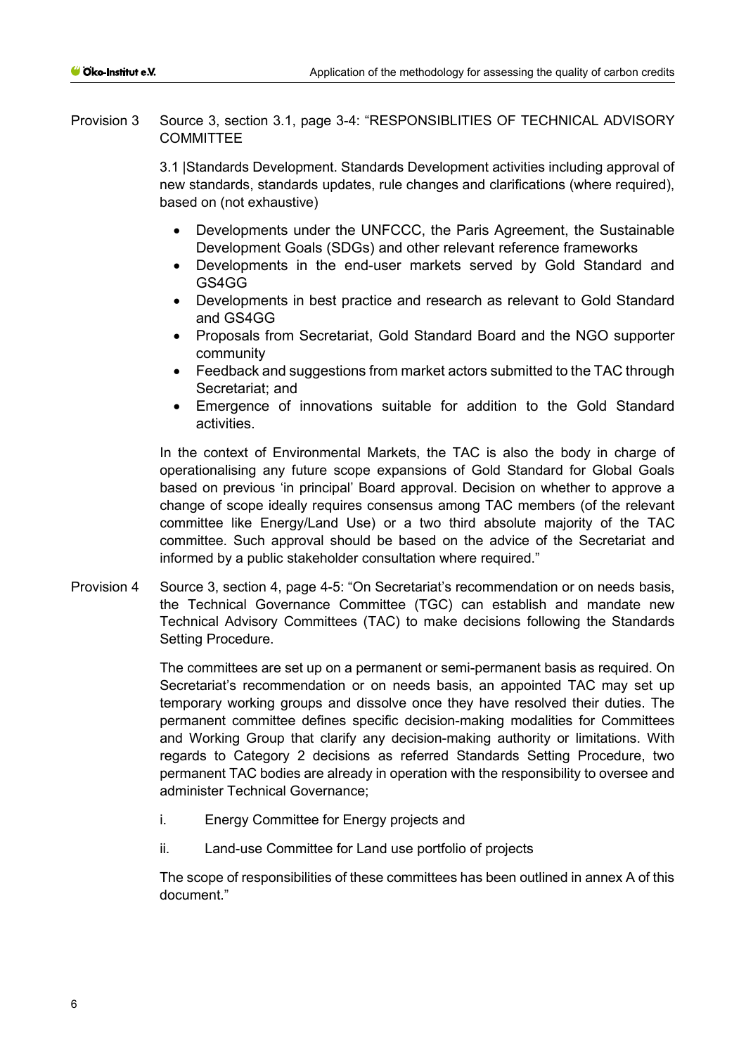Provision 3 Source 3, section 3.1, page 3-4: "RESPONSIBLITIES OF TECHNICAL ADVISORY COMMITTEE

3.1 |Standards Development. Standards Development activities including approval of new standards, standards updates, rule changes and clarifications (where required), based on (not exhaustive)

- Developments under the UNFCCC, the Paris Agreement, the Sustainable Development Goals (SDGs) and other relevant reference frameworks
- Developments in the end-user markets served by Gold Standard and GS4GG
- Developments in best practice and research as relevant to Gold Standard and GS4GG
- Proposals from Secretariat, Gold Standard Board and the NGO supporter community
- Feedback and suggestions from market actors submitted to the TAC through Secretariat; and
- Emergence of innovations suitable for addition to the Gold Standard activities.

In the context of Environmental Markets, the TAC is also the body in charge of operationalising any future scope expansions of Gold Standard for Global Goals based on previous 'in principal' Board approval. Decision on whether to approve a change of scope ideally requires consensus among TAC members (of the relevant committee like Energy/Land Use) or a two third absolute majority of the TAC committee. Such approval should be based on the advice of the Secretariat and informed by a public stakeholder consultation where required."

Provision 4 Source 3, section 4, page 4-5: "On Secretariat's recommendation or on needs basis, the Technical Governance Committee (TGC) can establish and mandate new Technical Advisory Committees (TAC) to make decisions following the Standards Setting Procedure.

The committees are set up on a permanent or semi-permanent basis as required. On Secretariat's recommendation or on needs basis, an appointed TAC may set up temporary working groups and dissolve once they have resolved their duties. The permanent committee defines specific decision-making modalities for Committees and Working Group that clarify any decision-making authority or limitations. With regards to Category 2 decisions as referred Standards Setting Procedure, two permanent TAC bodies are already in operation with the responsibility to oversee and administer Technical Governance;

i. Energy Committee for Energy projects and

ii. Land-use Committee for Land use portfolio of projects

The scope of responsibilities of these committees has been outlined in annex A of this document."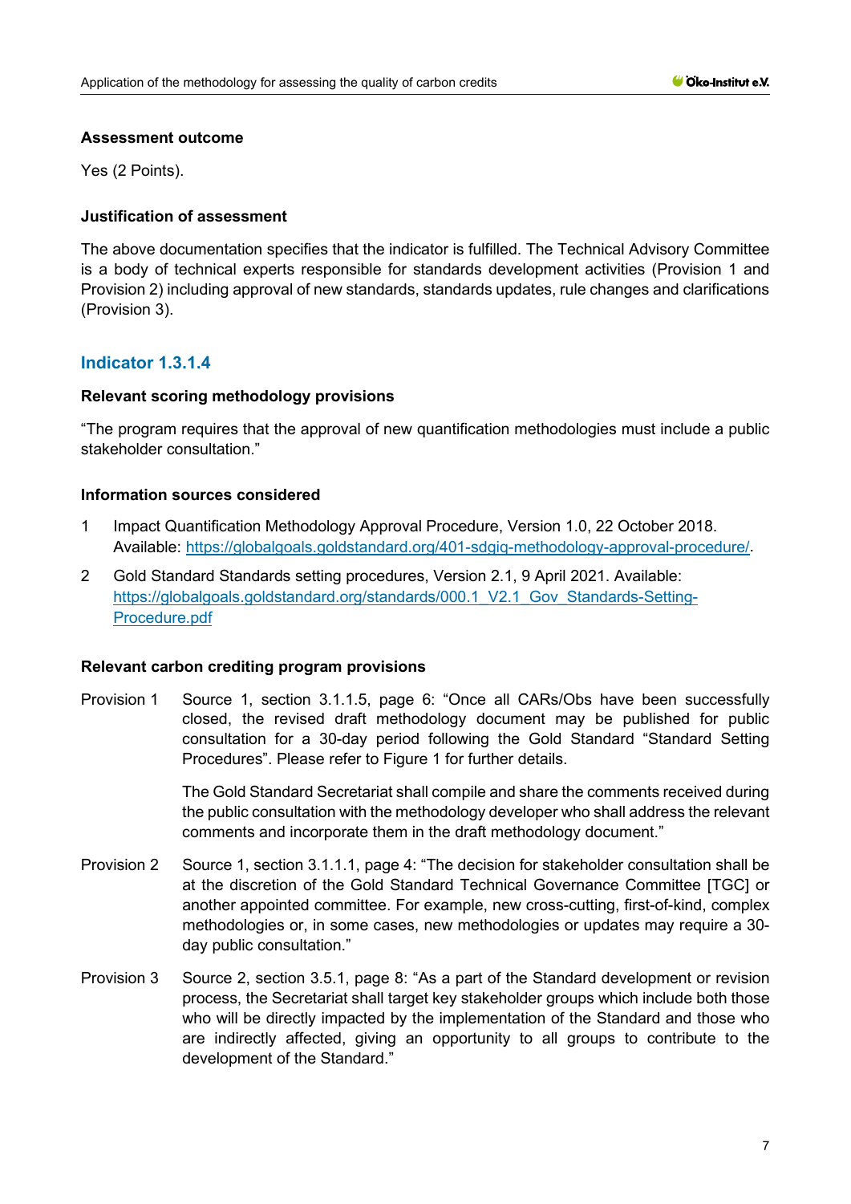#### Assessment outcome

Yes (2 Points).

#### Justification of assessment

The above documentation specifies that the indicator is fulfilled. The Technical Advisory Committee is a body of technical experts responsible for standards development activities (Provision 1 and Provision 2) including approval of new standards, standards updates, rule changes and clarifications (Provision 3).

### Indicator 1.3.1.4

#### Relevant scoring methodology provisions

"The program requires that the approval of new quantification methodologies must include a public stakeholder consultation."

#### Information sources considered

1. Impact Quantification Methodology Approval Procedure, Version 1.0, 22 October 2018. Available: https://globalgoals.goldstandard.org/401-sdgiq-methodology-approval-procedure/.
2. Gold Standard Standards setting procedures, Version 2.1, 9 April 2021. Available: https://globalgoals.goldstandard.org/standards/000.1_V2.1_Gov_Standards-Setting-Procedure.pdf

#### Relevant carbon crediting program provisions

Provision 1 Source 1, section 3.1.1.5, page 6: "Once all CARs/Obs have been successfully closed, the revised draft methodology document may be published for public consultation for a 30-day period following the Gold Standard "Standard Setting Procedures". Please refer to Figure 1 for further details.

The Gold Standard Secretariat shall compile and share the comments received during the public consultation with the methodology developer who shall address the relevant comments and incorporate them in the draft methodology document."

Provision 2 Source 1, section 3.1.1.1, page 4: "The decision for stakeholder consultation shall be at the discretion of the Gold Standard Technical Governance Committee [TGC] or another appointed committee. For example, new cross-cutting, first-of-kind, complex methodologies or, in some cases, new methodologies or updates may require a 30-day public consultation."

Provision 3 Source 2, section 3.5.1, page 8: "As a part of the Standard development or revision process, the Secretariat shall target key stakeholder groups which include both those who will be directly impacted by the implementation of the Standard and those who are indirectly affected, giving an opportunity to all groups to contribute to the development of the Standard."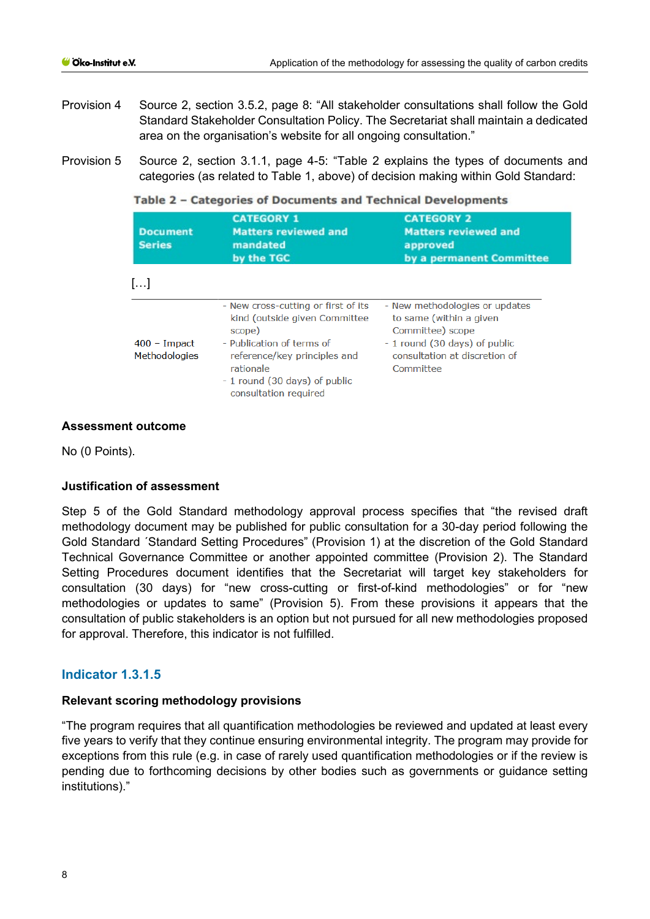Provision 4 Source 2, section 3.5.2, page 8: "All stakeholder consultations shall follow the Gold Standard Stakeholder Consultation Policy. The Secretariat shall maintain a dedicated area on the organisation's website for all ongoing consultation."

Provision 5 Source 2, section 3.1.1, page 4-5: "Table 2 explains the types of documents and categories (as related to Table 1, above) of decision making within Gold Standard:

**Table 2 – Categories of Documents and Technical Developments**

| Document Series | CATEGORY 1 Matters reviewed and mandated by the TGC | CATEGORY 2 Matters reviewed and approved by a permanent Committee |
|---|---|---|
| […] | | |
| 400 – Impact Methodologies | - New cross-cutting or first of its kind (outside given Committee scope)<br>- Publication of terms of reference/key principles and rationale<br>- 1 round (30 days) of public consultation required | - New methodologies or updates to same (within a given Committee) scope<br>- 1 round (30 days) of public consultation at discretion of Committee |

### Assessment outcome

No (0 Points).

### Justification of assessment

Step 5 of the Gold Standard methodology approval process specifies that "the revised draft methodology document may be published for public consultation for a 30-day period following the Gold Standard ´Standard Setting Procedures" (Provision 1) at the discretion of the Gold Standard Technical Governance Committee or another appointed committee (Provision 2). The Standard Setting Procedures document identifies that the Secretariat will target key stakeholders for consultation (30 days) for "new cross-cutting or first-of-kind methodologies" or for "new methodologies or updates to same" (Provision 5). From these provisions it appears that the consultation of public stakeholders is an option but not pursued for all new methodologies proposed for approval. Therefore, this indicator is not fulfilled.

## Indicator 1.3.1.5

### Relevant scoring methodology provisions

"The program requires that all quantification methodologies be reviewed and updated at least every five years to verify that they continue ensuring environmental integrity. The program may provide for exceptions from this rule (e.g. in case of rarely used quantification methodologies or if the review is pending due to forthcoming decisions by other bodies such as governments or guidance setting institutions)."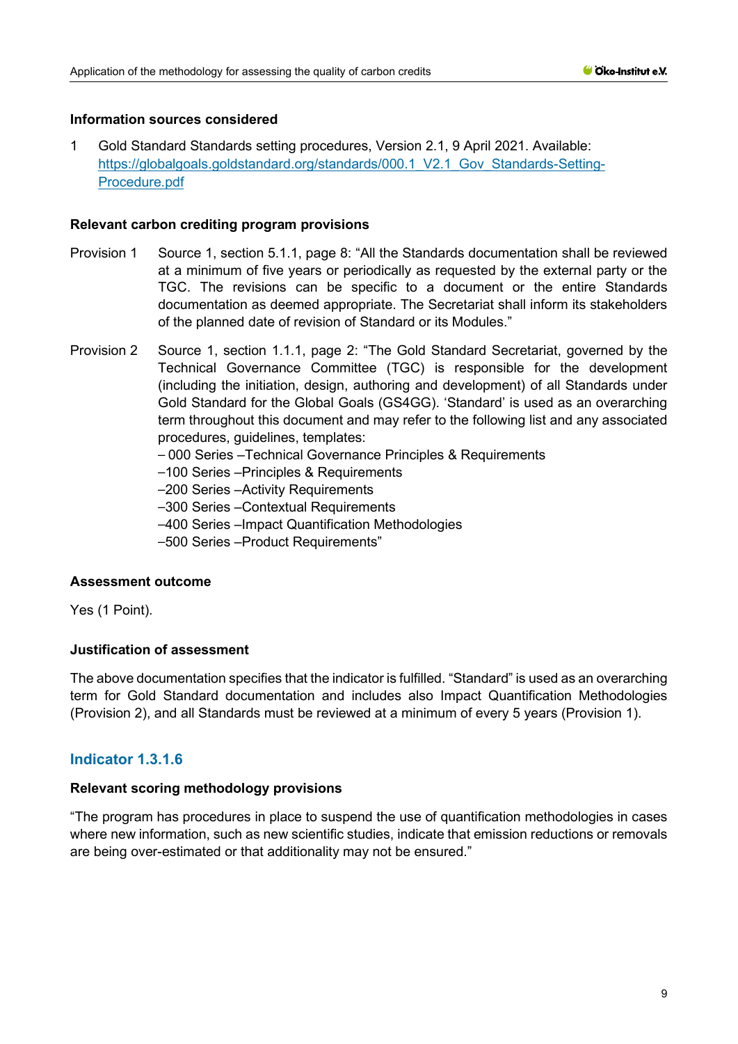**Information sources considered**

1 Gold Standard Standards setting procedures, Version 2.1, 9 April 2021. Available: https://globalgoals.goldstandard.org/standards/000.1_V2.1_Gov_Standards-Setting-Procedure.pdf

**Relevant carbon crediting program provisions**

Provision 1 Source 1, section 5.1.1, page 8: "All the Standards documentation shall be reviewed at a minimum of five years or periodically as requested by the external party or the TGC. The revisions can be specific to a document or the entire Standards documentation as deemed appropriate. The Secretariat shall inform its stakeholders of the planned date of revision of Standard or its Modules."

Provision 2 Source 1, section 1.1.1, page 2: "The Gold Standard Secretariat, governed by the Technical Governance Committee (TGC) is responsible for the development (including the initiation, design, authoring and development) of all Standards under Gold Standard for the Global Goals (GS4GG). 'Standard' is used as an overarching term throughout this document and may refer to the following list and any associated procedures, guidelines, templates:
– 000 Series –Technical Governance Principles & Requirements
–100 Series –Principles & Requirements
–200 Series –Activity Requirements
–300 Series –Contextual Requirements
–400 Series –Impact Quantification Methodologies
–500 Series –Product Requirements"

**Assessment outcome**

Yes (1 Point).

**Justification of assessment**

The above documentation specifies that the indicator is fulfilled. "Standard" is used as an overarching term for Gold Standard documentation and includes also Impact Quantification Methodologies (Provision 2), and all Standards must be reviewed at a minimum of every 5 years (Provision 1).

## Indicator 1.3.1.6

**Relevant scoring methodology provisions**

"The program has procedures in place to suspend the use of quantification methodologies in cases where new information, such as new scientific studies, indicate that emission reductions or removals are being over-estimated or that additionality may not be ensured."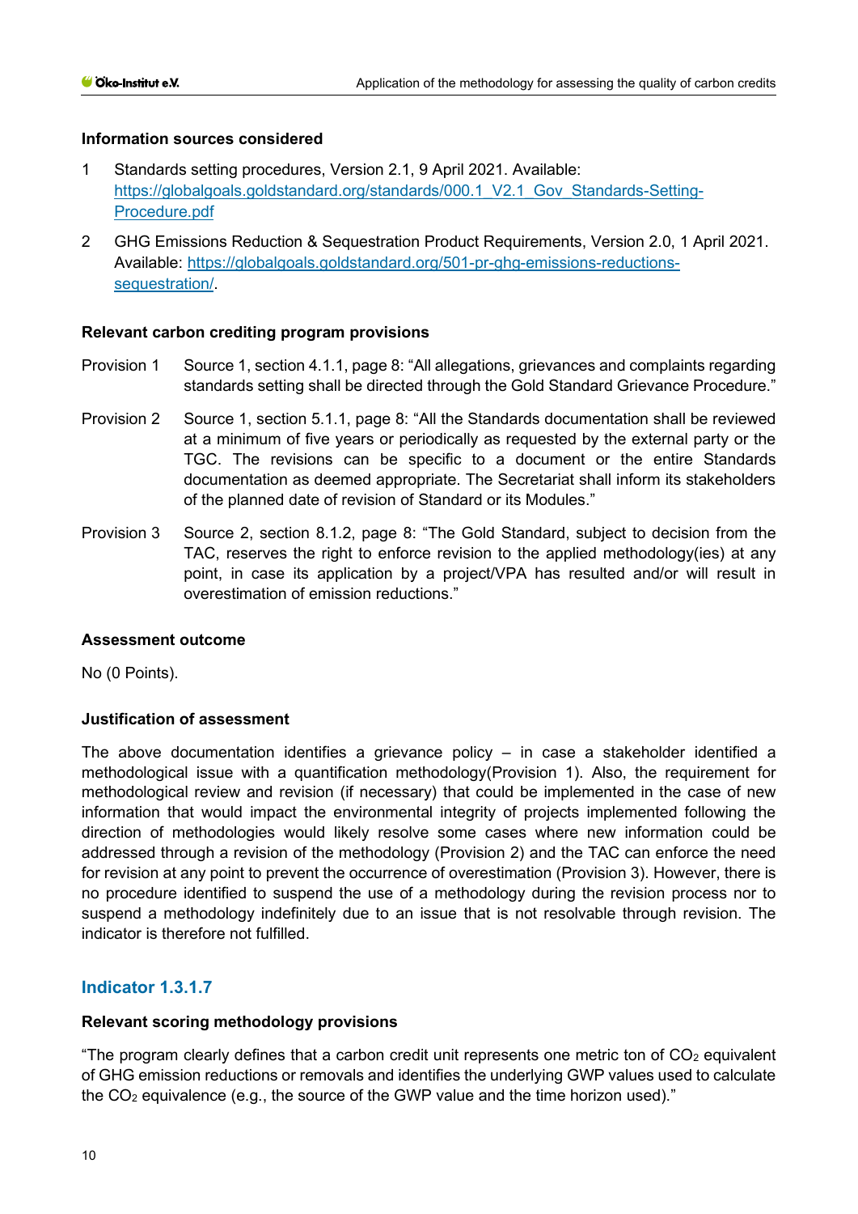### Information sources considered

1. Standards setting procedures, Version 2.1, 9 April 2021. Available: https://globalgoals.goldstandard.org/standards/000.1_V2.1_Gov_Standards-Setting-Procedure.pdf
2. GHG Emissions Reduction & Sequestration Product Requirements, Version 2.0, 1 April 2021. Available: https://globalgoals.goldstandard.org/501-pr-ghg-emissions-reductions-sequestration/.

### Relevant carbon crediting program provisions

Provision 1 Source 1, section 4.1.1, page 8: "All allegations, grievances and complaints regarding standards setting shall be directed through the Gold Standard Grievance Procedure."

Provision 2 Source 1, section 5.1.1, page 8: "All the Standards documentation shall be reviewed at a minimum of five years or periodically as requested by the external party or the TGC. The revisions can be specific to a document or the entire Standards documentation as deemed appropriate. The Secretariat shall inform its stakeholders of the planned date of revision of Standard or its Modules."

Provision 3 Source 2, section 8.1.2, page 8: "The Gold Standard, subject to decision from the TAC, reserves the right to enforce revision to the applied methodology(ies) at any point, in case its application by a project/VPA has resulted and/or will result in overestimation of emission reductions."

### Assessment outcome

No (0 Points).

### Justification of assessment

The above documentation identifies a grievance policy – in case a stakeholder identified a methodological issue with a quantification methodology(Provision 1). Also, the requirement for methodological review and revision (if necessary) that could be implemented in the case of new information that would impact the environmental integrity of projects implemented following the direction of methodologies would likely resolve some cases where new information could be addressed through a revision of the methodology (Provision 2) and the TAC can enforce the need for revision at any point to prevent the occurrence of overestimation (Provision 3). However, there is no procedure identified to suspend the use of a methodology during the revision process nor to suspend a methodology indefinitely due to an issue that is not resolvable through revision. The indicator is therefore not fulfilled.

## Indicator 1.3.1.7

### Relevant scoring methodology provisions

"The program clearly defines that a carbon credit unit represents one metric ton of $CO_2$ equivalent of GHG emission reductions or removals and identifies the underlying GWP values used to calculate the $CO_2$ equivalence (e.g., the source of the GWP value and the time horizon used)."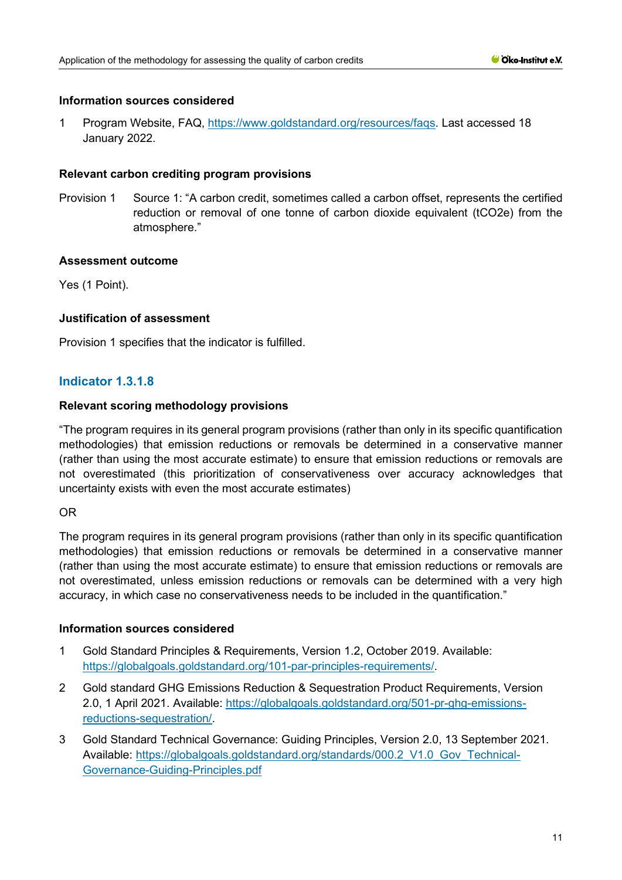#### Information sources considered

1 Program Website, FAQ, https://www.goldstandard.org/resources/faqs. Last accessed 18 January 2022.

#### Relevant carbon crediting program provisions

Provision 1 Source 1: "A carbon credit, sometimes called a carbon offset, represents the certified reduction or removal of one tonne of carbon dioxide equivalent ($tCO_2e$) from the atmosphere."

#### Assessment outcome

Yes (1 Point).

#### Justification of assessment

Provision 1 specifies that the indicator is fulfilled.

### Indicator 1.3.1.8

#### Relevant scoring methodology provisions

"The program requires in its general program provisions (rather than only in its specific quantification methodologies) that emission reductions or removals be determined in a conservative manner (rather than using the most accurate estimate) to ensure that emission reductions or removals are not overestimated (this prioritization of conservativeness over accuracy acknowledges that uncertainty exists with even the most accurate estimates)

OR

The program requires in its general program provisions (rather than only in its specific quantification methodologies) that emission reductions or removals be determined in a conservative manner (rather than using the most accurate estimate) to ensure that emission reductions or removals are not overestimated, unless emission reductions or removals can be determined with a very high accuracy, in which case no conservativeness needs to be included in the quantification."

#### Information sources considered

1 Gold Standard Principles & Requirements, Version 1.2, October 2019. Available: https://globalgoals.goldstandard.org/101-par-principles-requirements/.

2 Gold standard GHG Emissions Reduction & Sequestration Product Requirements, Version 2.0, 1 April 2021. Available: https://globalgoals.goldstandard.org/501-pr-ghg-emissions-reductions-sequestration/.

3 Gold Standard Technical Governance: Guiding Principles, Version 2.0, 13 September 2021. Available: https://globalgoals.goldstandard.org/standards/000.2_V1.0_Gov_Technical-Governance-Guiding-Principles.pdf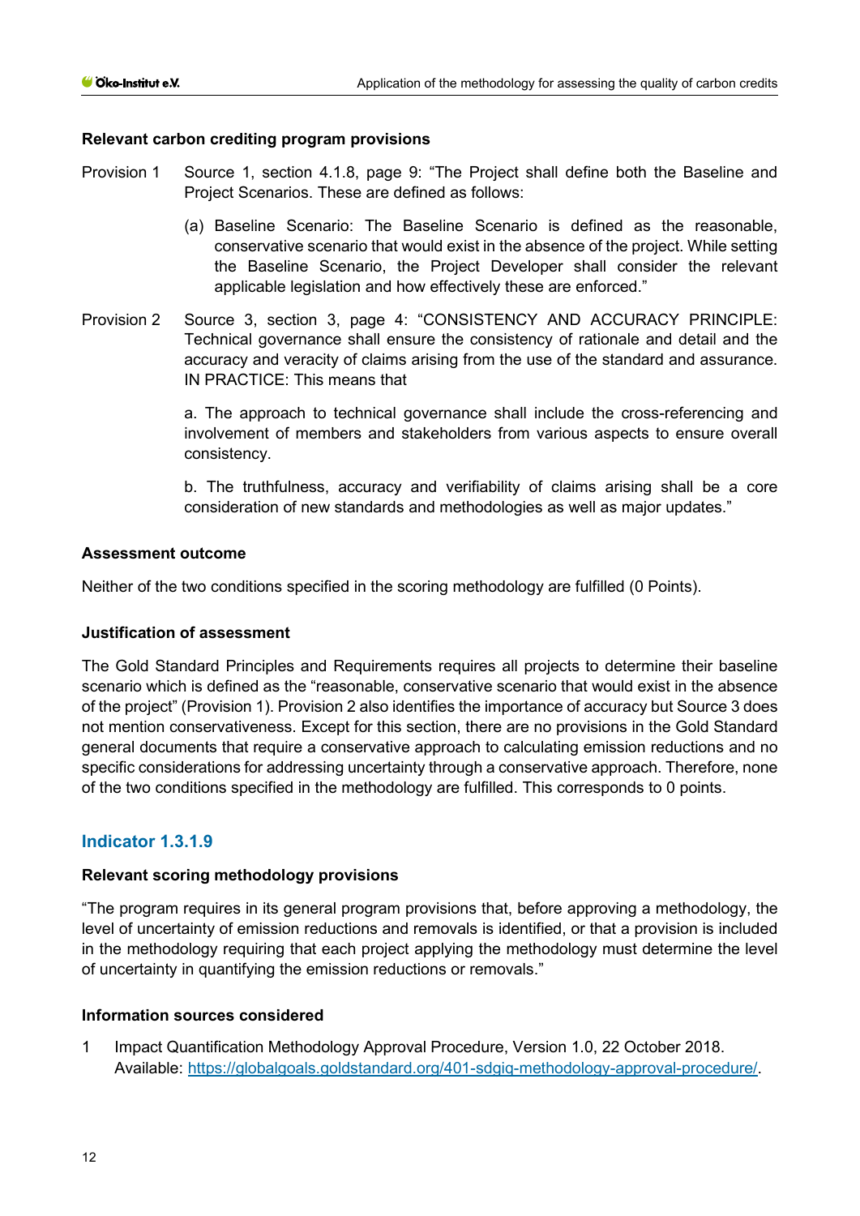**Relevant carbon crediting program provisions**

Provision 1 Source 1, section 4.1.8, page 9: "The Project shall define both the Baseline and Project Scenarios. These are defined as follows:

(a) Baseline Scenario: The Baseline Scenario is defined as the reasonable, conservative scenario that would exist in the absence of the project. While setting the Baseline Scenario, the Project Developer shall consider the relevant applicable legislation and how effectively these are enforced."

Provision 2 Source 3, section 3, page 4: "CONSISTENCY AND ACCURACY PRINCIPLE: Technical governance shall ensure the consistency of rationale and detail and the accuracy and veracity of claims arising from the use of the standard and assurance. IN PRACTICE: This means that

a. The approach to technical governance shall include the cross-referencing and involvement of members and stakeholders from various aspects to ensure overall consistency.

b. The truthfulness, accuracy and verifiability of claims arising shall be a core consideration of new standards and methodologies as well as major updates."

**Assessment outcome**

Neither of the two conditions specified in the scoring methodology are fulfilled (0 Points).

**Justification of assessment**

The Gold Standard Principles and Requirements requires all projects to determine their baseline scenario which is defined as the "reasonable, conservative scenario that would exist in the absence of the project" (Provision 1). Provision 2 also identifies the importance of accuracy but Source 3 does not mention conservativeness. Except for this section, there are no provisions in the Gold Standard general documents that require a conservative approach to calculating emission reductions and no specific considerations for addressing uncertainty through a conservative approach. Therefore, none of the two conditions specified in the methodology are fulfilled. This corresponds to 0 points.

## Indicator 1.3.1.9

**Relevant scoring methodology provisions**

"The program requires in its general program provisions that, before approving a methodology, the level of uncertainty of emission reductions and removals is identified, or that a provision is included in the methodology requiring that each project applying the methodology must determine the level of uncertainty in quantifying the emission reductions or removals."

**Information sources considered**

1 Impact Quantification Methodology Approval Procedure, Version 1.0, 22 October 2018. Available: https://globalgoals.goldstandard.org/401-sdgiq-methodology-approval-procedure/.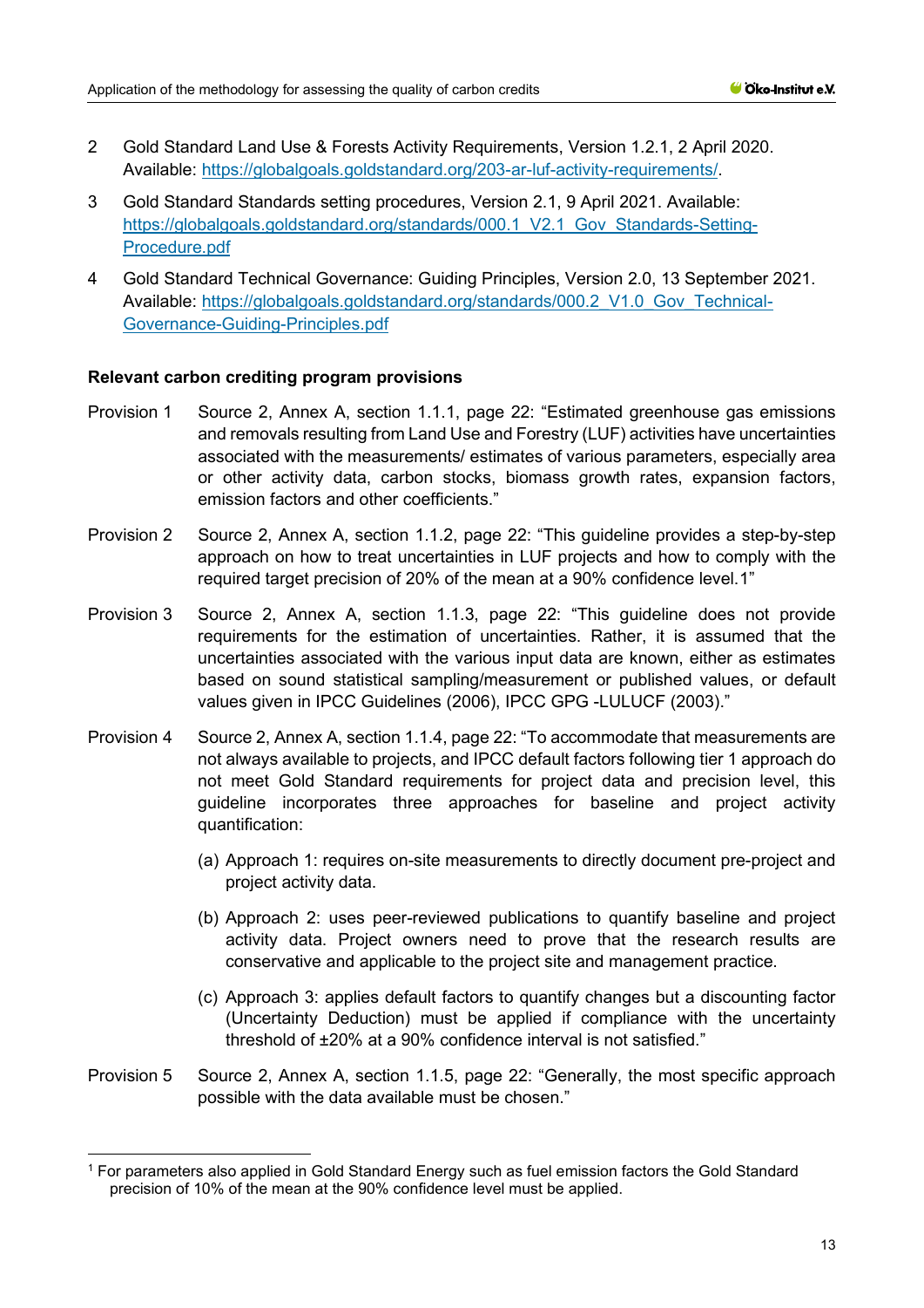2 Gold Standard Land Use & Forests Activity Requirements, Version 1.2.1, 2 April 2020. Available: https://globalgoals.goldstandard.org/203-ar-luf-activity-requirements/.

3 Gold Standard Standards setting procedures, Version 2.1, 9 April 2021. Available: https://globalgoals.goldstandard.org/standards/000.1_V2.1_Gov_Standards-Setting-Procedure.pdf

4 Gold Standard Technical Governance: Guiding Principles, Version 2.0, 13 September 2021. Available: https://globalgoals.goldstandard.org/standards/000.2_V1.0_Gov_Technical-Governance-Guiding-Principles.pdf

**Relevant carbon crediting program provisions**

Provision 1 Source 2, Annex A, section 1.1.1, page 22: "Estimated greenhouse gas emissions and removals resulting from Land Use and Forestry (LUF) activities have uncertainties associated with the measurements/ estimates of various parameters, especially area or other activity data, carbon stocks, biomass growth rates, expansion factors, emission factors and other coefficients."

Provision 2 Source 2, Annex A, section 1.1.2, page 22: "This guideline provides a step-by-step approach on how to treat uncertainties in LUF projects and how to comply with the required target precision of 20% of the mean at a 90% confidence level.[1]"

Provision 3 Source 2, Annex A, section 1.1.3, page 22: "This guideline does not provide requirements for the estimation of uncertainties. Rather, it is assumed that the uncertainties associated with the various input data are known, either as estimates based on sound statistical sampling/measurement or published values, or default values given in IPCC Guidelines (2006), IPCC GPG -LULUCF (2003)."

Provision 4 Source 2, Annex A, section 1.1.4, page 22: "To accommodate that measurements are not always available to projects, and IPCC default factors following tier 1 approach do not meet Gold Standard requirements for project data and precision level, this guideline incorporates three approaches for baseline and project activity quantification:

(a) Approach 1: requires on-site measurements to directly document pre-project and project activity data.

(b) Approach 2: uses peer-reviewed publications to quantify baseline and project activity data. Project owners need to prove that the research results are conservative and applicable to the project site and management practice.

(c) Approach 3: applies default factors to quantify changes but a discounting factor (Uncertainty Deduction) must be applied if compliance with the uncertainty threshold of ±20% at a 90% confidence interval is not satisfied."

Provision 5 Source 2, Annex A, section 1.1.5, page 22: "Generally, the most specific approach possible with the data available must be chosen."

[1] For parameters also applied in Gold Standard Energy such as fuel emission factors the Gold Standard precision of 10% of the mean at the 90% confidence level must be applied.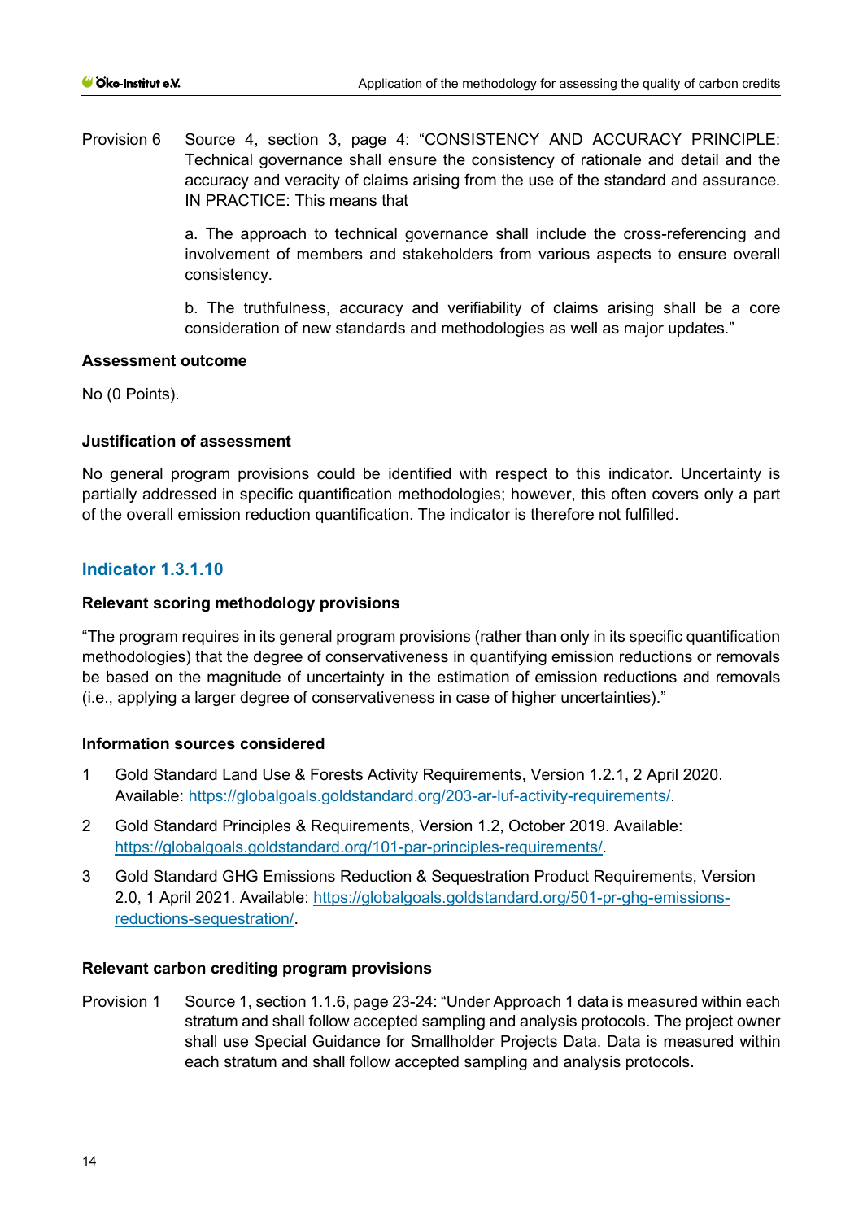Provision 6 Source 4, section 3, page 4: "CONSISTENCY AND ACCURACY PRINCIPLE: Technical governance shall ensure the consistency of rationale and detail and the accuracy and veracity of claims arising from the use of the standard and assurance. IN PRACTICE: This means that

a. The approach to technical governance shall include the cross-referencing and involvement of members and stakeholders from various aspects to ensure overall consistency.

b. The truthfulness, accuracy and verifiability of claims arising shall be a core consideration of new standards and methodologies as well as major updates."

**Assessment outcome**

No (0 Points).

**Justification of assessment**

No general program provisions could be identified with respect to this indicator. Uncertainty is partially addressed in specific quantification methodologies; however, this often covers only a part of the overall emission reduction quantification. The indicator is therefore not fulfilled.

## Indicator 1.3.1.10

**Relevant scoring methodology provisions**

"The program requires in its general program provisions (rather than only in its specific quantification methodologies) that the degree of conservativeness in quantifying emission reductions or removals be based on the magnitude of uncertainty in the estimation of emission reductions and removals (i.e., applying a larger degree of conservativeness in case of higher uncertainties)."

**Information sources considered**

1. Gold Standard Land Use & Forests Activity Requirements, Version 1.2.1, 2 April 2020. Available: https://globalgoals.goldstandard.org/203-ar-luf-activity-requirements/.
2. Gold Standard Principles & Requirements, Version 1.2, October 2019. Available: https://globalgoals.goldstandard.org/101-par-principles-requirements/.
3. Gold Standard GHG Emissions Reduction & Sequestration Product Requirements, Version 2.0, 1 April 2021. Available: https://globalgoals.goldstandard.org/501-pr-ghg-emissions-reductions-sequestration/.

**Relevant carbon crediting program provisions**

Provision 1 Source 1, section 1.1.6, page 23-24: "Under Approach 1 data is measured within each stratum and shall follow accepted sampling and analysis protocols. The project owner shall use Special Guidance for Smallholder Projects Data. Data is measured within each stratum and shall follow accepted sampling and analysis protocols.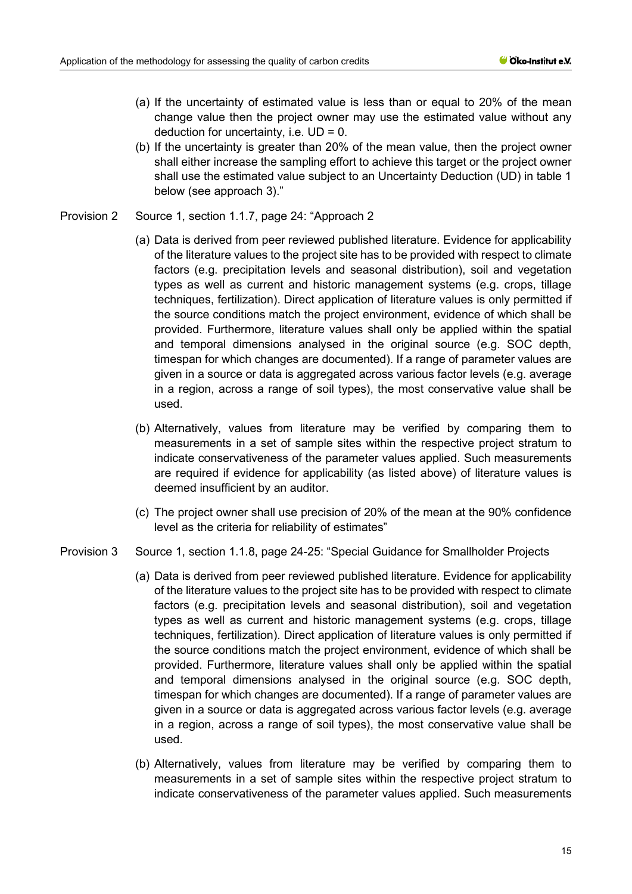(a) If the uncertainty of estimated value is less than or equal to 20% of the mean change value then the project owner may use the estimated value without any deduction for uncertainty, i.e. UD = 0.

(b) If the uncertainty is greater than 20% of the mean value, then the project owner shall either increase the sampling effort to achieve this target or the project owner shall use the estimated value subject to an Uncertainty Deduction (UD) in table 1 below (see approach 3)."

Provision 2 Source 1, section 1.1.7, page 24: "Approach 2

(a) Data is derived from peer reviewed published literature. Evidence for applicability of the literature values to the project site has to be provided with respect to climate factors (e.g. precipitation levels and seasonal distribution), soil and vegetation types as well as current and historic management systems (e.g. crops, tillage techniques, fertilization). Direct application of literature values is only permitted if the source conditions match the project environment, evidence of which shall be provided. Furthermore, literature values shall only be applied within the spatial and temporal dimensions analysed in the original source (e.g. SOC depth, timespan for which changes are documented). If a range of parameter values are given in a source or data is aggregated across various factor levels (e.g. average in a region, across a range of soil types), the most conservative value shall be used.

(b) Alternatively, values from literature may be verified by comparing them to measurements in a set of sample sites within the respective project stratum to indicate conservativeness of the parameter values applied. Such measurements are required if evidence for applicability (as listed above) of literature values is deemed insufficient by an auditor.

(c) The project owner shall use precision of 20% of the mean at the 90% confidence level as the criteria for reliability of estimates"

Provision 3 Source 1, section 1.1.8, page 24-25: "Special Guidance for Smallholder Projects

(a) Data is derived from peer reviewed published literature. Evidence for applicability of the literature values to the project site has to be provided with respect to climate factors (e.g. precipitation levels and seasonal distribution), soil and vegetation types as well as current and historic management systems (e.g. crops, tillage techniques, fertilization). Direct application of literature values is only permitted if the source conditions match the project environment, evidence of which shall be provided. Furthermore, literature values shall only be applied within the spatial and temporal dimensions analysed in the original source (e.g. SOC depth, timespan for which changes are documented). If a range of parameter values are given in a source or data is aggregated across various factor levels (e.g. average in a region, across a range of soil types), the most conservative value shall be used.

(b) Alternatively, values from literature may be verified by comparing them to measurements in a set of sample sites within the respective project stratum to indicate conservativeness of the parameter values applied. Such measurements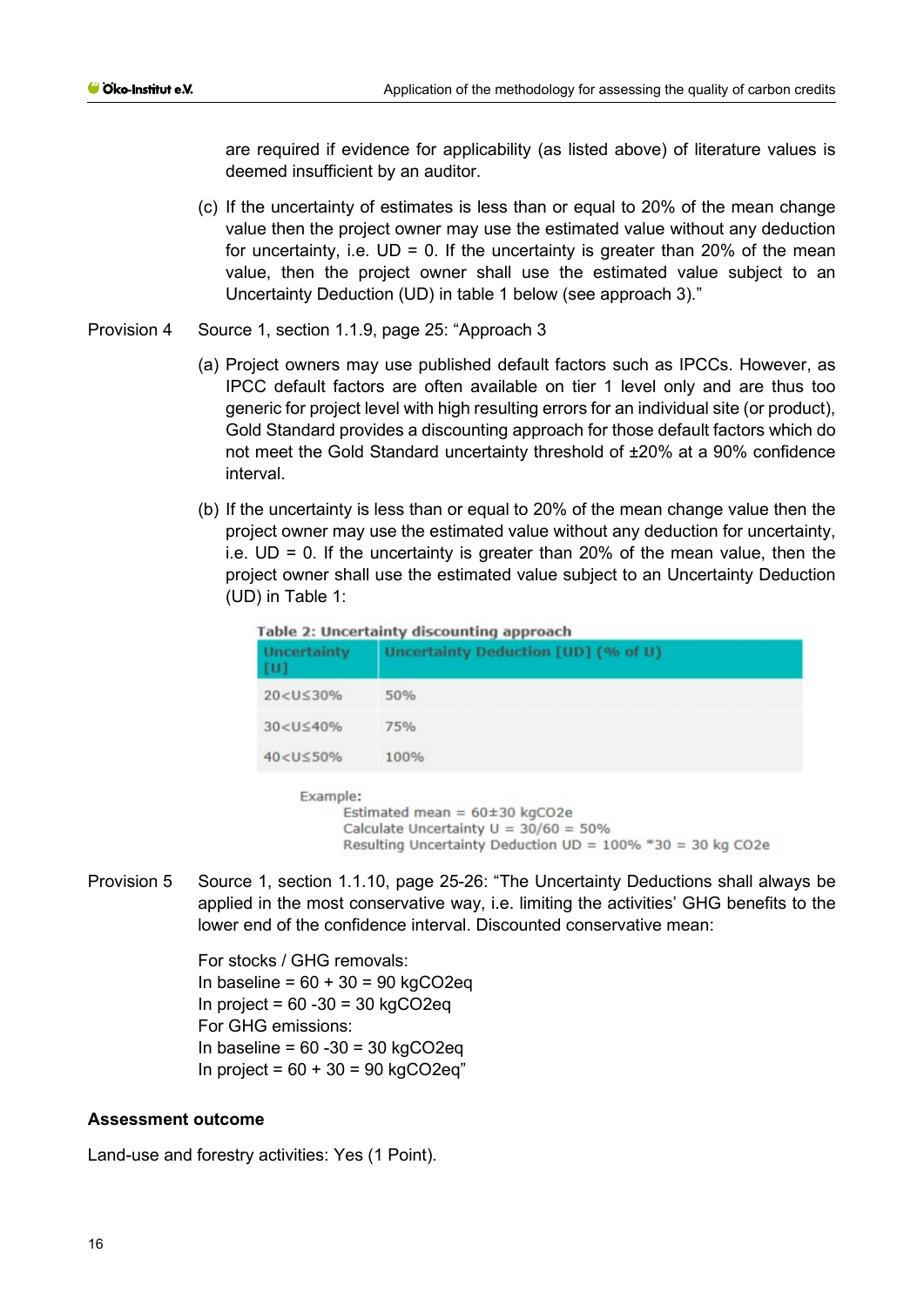are required if evidence for applicability (as listed above) of literature values is deemed insufficient by an auditor.

(c) If the uncertainty of estimates is less than or equal to 20% of the mean change value then the project owner may use the estimated value without any deduction for uncertainty, i.e. UD = 0. If the uncertainty is greater than 20% of the mean value, then the project owner shall use the estimated value subject to an Uncertainty Deduction (UD) in table 1 below (see approach 3)."

Provision 4 Source 1, section 1.1.9, page 25: "Approach 3

(a) Project owners may use published default factors such as IPCCs. However, as IPCC default factors are often available on tier 1 level only and are thus too generic for project level with high resulting errors for an individual site (or product), Gold Standard provides a discounting approach for those default factors which do not meet the Gold Standard uncertainty threshold of ±20% at a 90% confidence interval.

(b) If the uncertainty is less than or equal to 20% of the mean change value then the project owner may use the estimated value without any deduction for uncertainty, i.e. UD = 0. If the uncertainty is greater than 20% of the mean value, then the project owner shall use the estimated value subject to an Uncertainty Deduction (UD) in Table 1:

**Table 2: Uncertainty discounting approach**

| Uncertainty [U] | Uncertainty Deduction [UD] (% of U) |
|---|---|
| 20<U≤30% | 50% |
| 30<U≤40% | 75% |
| 40<U≤50% | 100% |

Example:
Estimated mean = 60±30 kgCO2e
Calculate Uncertainty U = 30/60 = 50%
Resulting Uncertainty Deduction UD = 100% *30 = 30 kg CO2e

Provision 5 Source 1, section 1.1.10, page 25-26: "The Uncertainty Deductions shall always be applied in the most conservative way, i.e. limiting the activities' GHG benefits to the lower end of the confidence interval. Discounted conservative mean:

For stocks / GHG removals:
In baseline = 60 + 30 = 90 kgCO2eq
In project = 60 -30 = 30 kgCO2eq
For GHG emissions:
In baseline = 60 -30 = 30 kgCO2eq
In project = 60 + 30 = 90 kgCO2eq"

**Assessment outcome**

Land-use and forestry activities: Yes (1 Point).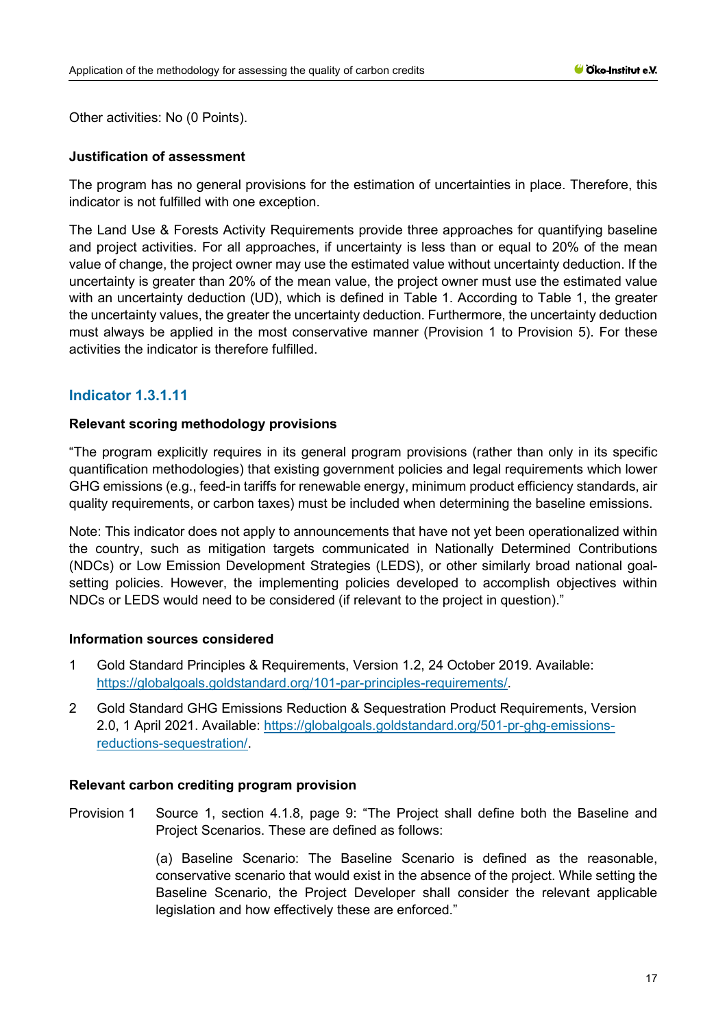Other activities: No (0 Points).

**Justification of assessment**

The program has no general provisions for the estimation of uncertainties in place. Therefore, this indicator is not fulfilled with one exception.

The Land Use & Forests Activity Requirements provide three approaches for quantifying baseline and project activities. For all approaches, if uncertainty is less than or equal to 20% of the mean value of change, the project owner may use the estimated value without uncertainty deduction. If the uncertainty is greater than 20% of the mean value, the project owner must use the estimated value with an uncertainty deduction (UD), which is defined in Table 1. According to Table 1, the greater the uncertainty values, the greater the uncertainty deduction. Furthermore, the uncertainty deduction must always be applied in the most conservative manner (Provision 1 to Provision 5). For these activities the indicator is therefore fulfilled.

### Indicator 1.3.1.11

**Relevant scoring methodology provisions**

"The program explicitly requires in its general program provisions (rather than only in its specific quantification methodologies) that existing government policies and legal requirements which lower GHG emissions (e.g., feed-in tariffs for renewable energy, minimum product efficiency standards, air quality requirements, or carbon taxes) must be included when determining the baseline emissions.

Note: This indicator does not apply to announcements that have not yet been operationalized within the country, such as mitigation targets communicated in Nationally Determined Contributions (NDCs) or Low Emission Development Strategies (LEDS), or other similarly broad national goal-setting policies. However, the implementing policies developed to accomplish objectives within NDCs or LEDS would need to be considered (if relevant to the project in question)."

**Information sources considered**

1 Gold Standard Principles & Requirements, Version 1.2, 24 October 2019. Available: https://globalgoals.goldstandard.org/101-par-principles-requirements/.

2 Gold Standard GHG Emissions Reduction & Sequestration Product Requirements, Version 2.0, 1 April 2021. Available: https://globalgoals.goldstandard.org/501-pr-ghg-emissions-reductions-sequestration/.

**Relevant carbon crediting program provision**

Provision 1 Source 1, section 4.1.8, page 9: "The Project shall define both the Baseline and Project Scenarios. These are defined as follows:

(a) Baseline Scenario: The Baseline Scenario is defined as the reasonable, conservative scenario that would exist in the absence of the project. While setting the Baseline Scenario, the Project Developer shall consider the relevant applicable legislation and how effectively these are enforced."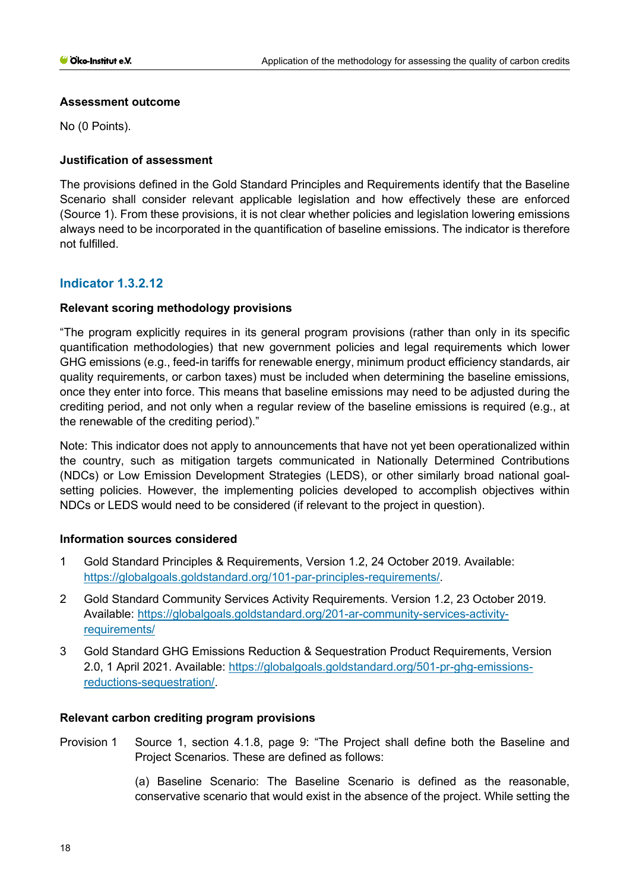#### Assessment outcome

No (0 Points).

#### Justification of assessment

The provisions defined in the Gold Standard Principles and Requirements identify that the Baseline Scenario shall consider relevant applicable legislation and how effectively these are enforced (Source 1). From these provisions, it is not clear whether policies and legislation lowering emissions always need to be incorporated in the quantification of baseline emissions. The indicator is therefore not fulfilled.

### Indicator 1.3.2.12

#### Relevant scoring methodology provisions

"The program explicitly requires in its general program provisions (rather than only in its specific quantification methodologies) that new government policies and legal requirements which lower GHG emissions (e.g., feed-in tariffs for renewable energy, minimum product efficiency standards, air quality requirements, or carbon taxes) must be included when determining the baseline emissions, once they enter into force. This means that baseline emissions may need to be adjusted during the crediting period, and not only when a regular review of the baseline emissions is required (e.g., at the renewable of the crediting period)."

Note: This indicator does not apply to announcements that have not yet been operationalized within the country, such as mitigation targets communicated in Nationally Determined Contributions (NDCs) or Low Emission Development Strategies (LEDS), or other similarly broad national goal-setting policies. However, the implementing policies developed to accomplish objectives within NDCs or LEDS would need to be considered (if relevant to the project in question).

#### Information sources considered

1. Gold Standard Principles & Requirements, Version 1.2, 24 October 2019. Available: https://globalgoals.goldstandard.org/101-par-principles-requirements/.
2. Gold Standard Community Services Activity Requirements. Version 1.2, 23 October 2019. Available: https://globalgoals.goldstandard.org/201-ar-community-services-activity-requirements/
3. Gold Standard GHG Emissions Reduction & Sequestration Product Requirements, Version 2.0, 1 April 2021. Available: https://globalgoals.goldstandard.org/501-pr-ghg-emissions-reductions-sequestration/.

#### Relevant carbon crediting program provisions

Provision 1 Source 1, section 4.1.8, page 9: "The Project shall define both the Baseline and Project Scenarios. These are defined as follows:

(a) Baseline Scenario: The Baseline Scenario is defined as the reasonable, conservative scenario that would exist in the absence of the project. While setting the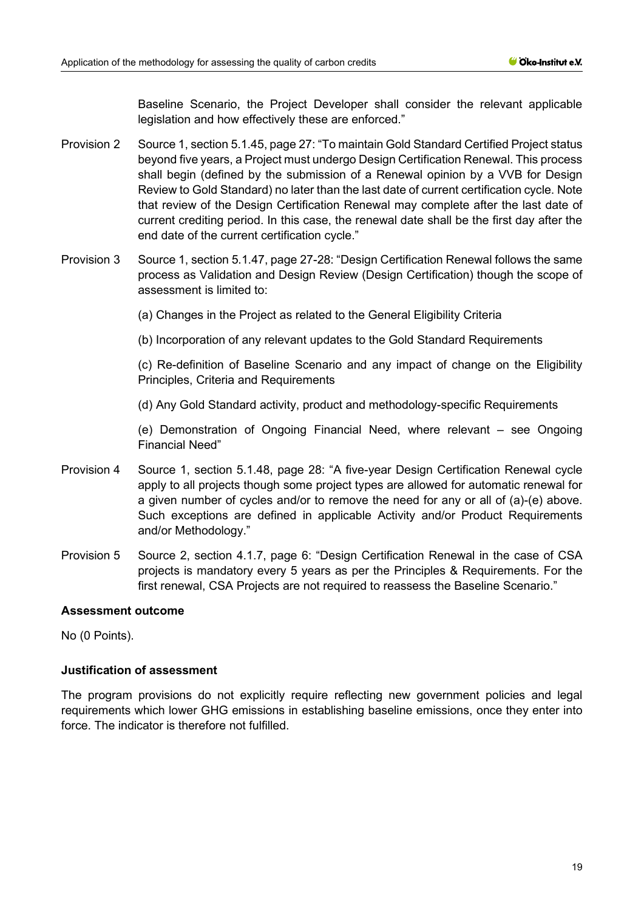Baseline Scenario, the Project Developer shall consider the relevant applicable legislation and how effectively these are enforced."

Provision 2 Source 1, section 5.1.45, page 27: "To maintain Gold Standard Certified Project status beyond five years, a Project must undergo Design Certification Renewal. This process shall begin (defined by the submission of a Renewal opinion by a VVB for Design Review to Gold Standard) no later than the last date of current certification cycle. Note that review of the Design Certification Renewal may complete after the last date of current crediting period. In this case, the renewal date shall be the first day after the end date of the current certification cycle."

Provision 3 Source 1, section 5.1.47, page 27-28: "Design Certification Renewal follows the same process as Validation and Design Review (Design Certification) though the scope of assessment is limited to:

(a) Changes in the Project as related to the General Eligibility Criteria

(b) Incorporation of any relevant updates to the Gold Standard Requirements

(c) Re-definition of Baseline Scenario and any impact of change on the Eligibility Principles, Criteria and Requirements

(d) Any Gold Standard activity, product and methodology-specific Requirements

(e) Demonstration of Ongoing Financial Need, where relevant – see Ongoing Financial Need"

Provision 4 Source 1, section 5.1.48, page 28: "A five-year Design Certification Renewal cycle apply to all projects though some project types are allowed for automatic renewal for a given number of cycles and/or to remove the need for any or all of (a)-(e) above. Such exceptions are defined in applicable Activity and/or Product Requirements and/or Methodology."

Provision 5 Source 2, section 4.1.7, page 6: "Design Certification Renewal in the case of CSA projects is mandatory every 5 years as per the Principles & Requirements. For the first renewal, CSA Projects are not required to reassess the Baseline Scenario."

**Assessment outcome**

No (0 Points).

**Justification of assessment**

The program provisions do not explicitly require reflecting new government policies and legal requirements which lower GHG emissions in establishing baseline emissions, once they enter into force. The indicator is therefore not fulfilled.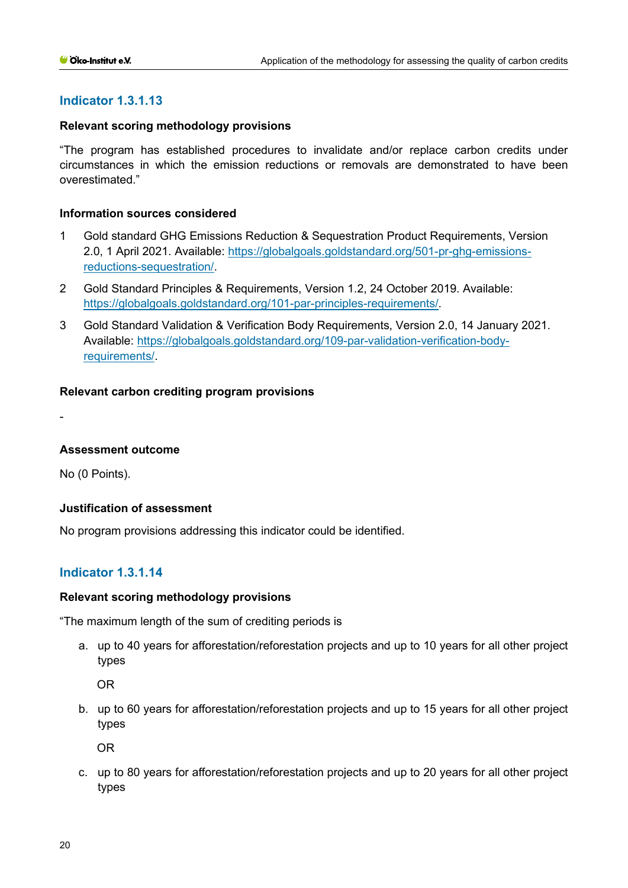### Indicator 1.3.1.13

**Relevant scoring methodology provisions**

“The program has established procedures to invalidate and/or replace carbon credits under circumstances in which the emission reductions or removals are demonstrated to have been overestimated.”

**Information sources considered**

1. Gold standard GHG Emissions Reduction & Sequestration Product Requirements, Version 2.0, 1 April 2021. Available: https://globalgoals.goldstandard.org/501-pr-ghg-emissions-reductions-sequestration/.
2. Gold Standard Principles & Requirements, Version 1.2, 24 October 2019. Available: https://globalgoals.goldstandard.org/101-par-principles-requirements/.
3. Gold Standard Validation & Verification Body Requirements, Version 2.0, 14 January 2021. Available: https://globalgoals.goldstandard.org/109-par-validation-verification-body-requirements/.

**Relevant carbon crediting program provisions**

-

**Assessment outcome**

No (0 Points).

**Justification of assessment**

No program provisions addressing this indicator could be identified.

### Indicator 1.3.1.14

**Relevant scoring methodology provisions**

“The maximum length of the sum of crediting periods is

a. up to 40 years for afforestation/reforestation projects and up to 10 years for all other project types

   OR

b. up to 60 years for afforestation/reforestation projects and up to 15 years for all other project types

   OR

c. up to 80 years for afforestation/reforestation projects and up to 20 years for all other project types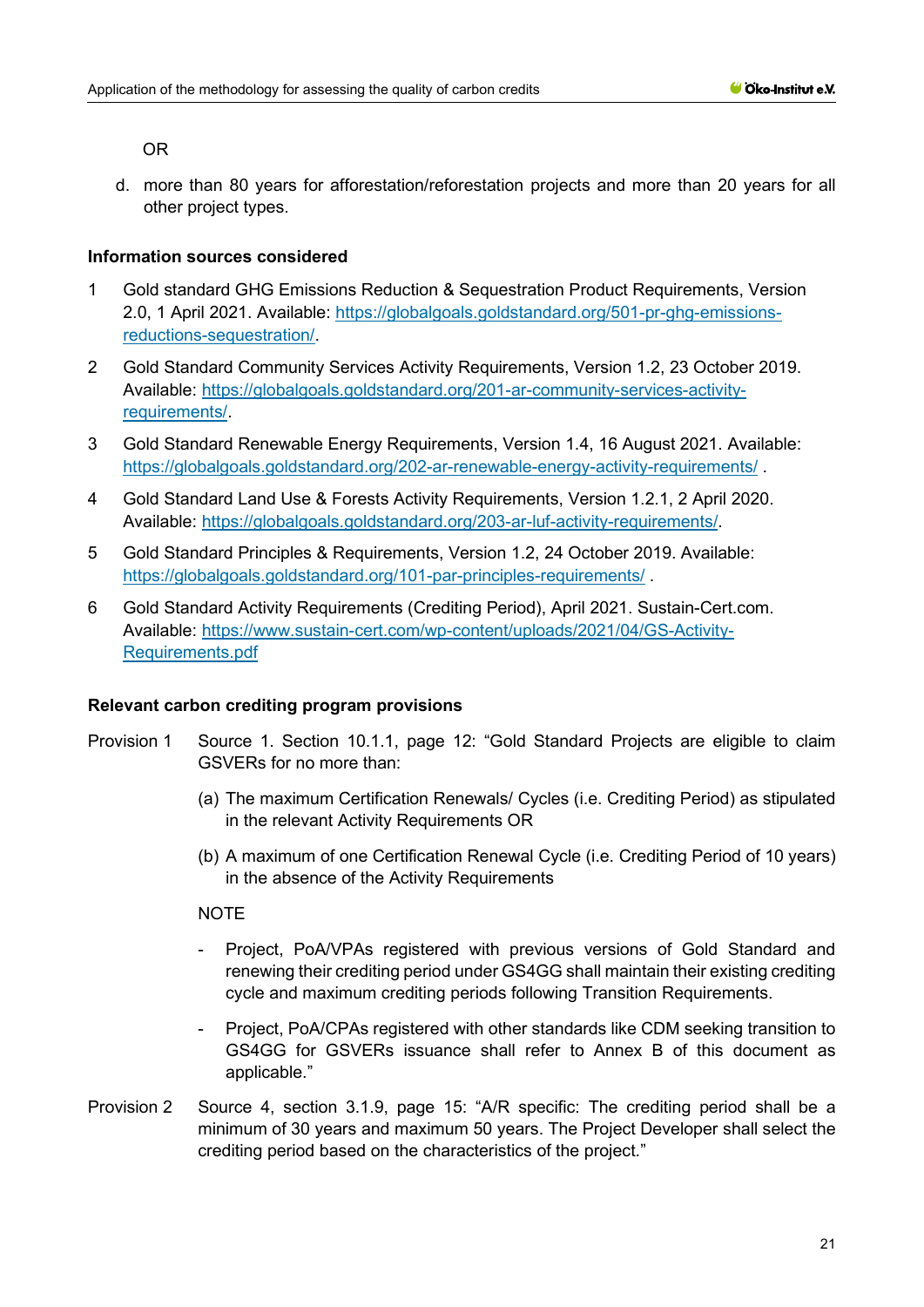OR

d. more than 80 years for afforestation/reforestation projects and more than 20 years for all other project types.

**Information sources considered**

1. Gold standard GHG Emissions Reduction & Sequestration Product Requirements, Version 2.0, 1 April 2021. Available: https://globalgoals.goldstandard.org/501-pr-ghg-emissions-reductions-sequestration/.
2. Gold Standard Community Services Activity Requirements, Version 1.2, 23 October 2019. Available: https://globalgoals.goldstandard.org/201-ar-community-services-activity-requirements/.
3. Gold Standard Renewable Energy Requirements, Version 1.4, 16 August 2021. Available: https://globalgoals.goldstandard.org/202-ar-renewable-energy-activity-requirements/ .
4. Gold Standard Land Use & Forests Activity Requirements, Version 1.2.1, 2 April 2020. Available: https://globalgoals.goldstandard.org/203-ar-luf-activity-requirements/.
5. Gold Standard Principles & Requirements, Version 1.2, 24 October 2019. Available: https://globalgoals.goldstandard.org/101-par-principles-requirements/ .
6. Gold Standard Activity Requirements (Crediting Period), April 2021. Sustain-Cert.com. Available: https://www.sustain-cert.com/wp-content/uploads/2021/04/GS-Activity-Requirements.pdf

**Relevant carbon crediting program provisions**

Provision 1 Source 1. Section 10.1.1, page 12: "Gold Standard Projects are eligible to claim GSVERs for no more than:

(a) The maximum Certification Renewals/ Cycles (i.e. Crediting Period) as stipulated in the relevant Activity Requirements OR

(b) A maximum of one Certification Renewal Cycle (i.e. Crediting Period of 10 years) in the absence of the Activity Requirements

NOTE

- Project, PoA/VPAs registered with previous versions of Gold Standard and renewing their crediting period under GS4GG shall maintain their existing crediting cycle and maximum crediting periods following Transition Requirements.
- Project, PoA/CPAs registered with other standards like CDM seeking transition to GS4GG for GSVERs issuance shall refer to Annex B of this document as applicable."

Provision 2 Source 4, section 3.1.9, page 15: "A/R specific: The crediting period shall be a minimum of 30 years and maximum 50 years. The Project Developer shall select the crediting period based on the characteristics of the project."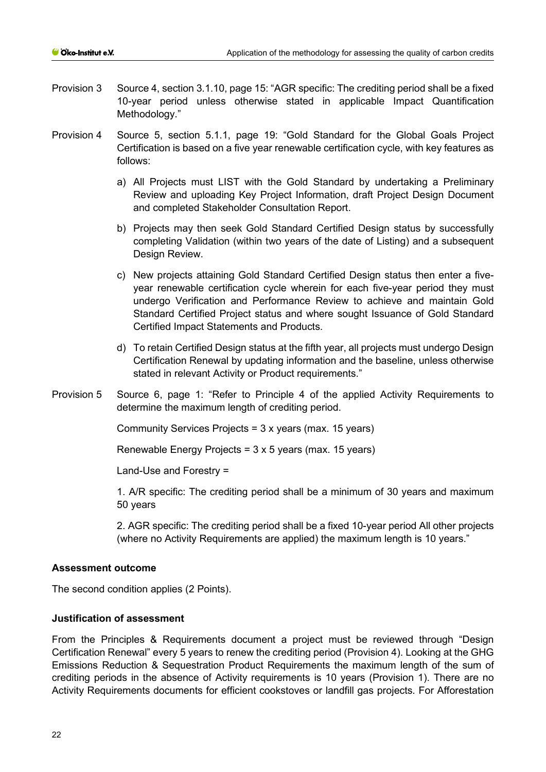Provision 3 Source 4, section 3.1.10, page 15: "AGR specific: The crediting period shall be a fixed 10-year period unless otherwise stated in applicable Impact Quantification Methodology."

Provision 4 Source 5, section 5.1.1, page 19: "Gold Standard for the Global Goals Project Certification is based on a five year renewable certification cycle, with key features as follows:

a) All Projects must LIST with the Gold Standard by undertaking a Preliminary Review and uploading Key Project Information, draft Project Design Document and completed Stakeholder Consultation Report.

b) Projects may then seek Gold Standard Certified Design status by successfully completing Validation (within two years of the date of Listing) and a subsequent Design Review.

c) New projects attaining Gold Standard Certified Design status then enter a five-year renewable certification cycle wherein for each five-year period they must undergo Verification and Performance Review to achieve and maintain Gold Standard Certified Project status and where sought Issuance of Gold Standard Certified Impact Statements and Products.

d) To retain Certified Design status at the fifth year, all projects must undergo Design Certification Renewal by updating information and the baseline, unless otherwise stated in relevant Activity or Product requirements."

Provision 5 Source 6, page 1: "Refer to Principle 4 of the applied Activity Requirements to determine the maximum length of crediting period.

Community Services Projects = 3 x years (max. 15 years)

Renewable Energy Projects = 3 x 5 years (max. 15 years)

Land-Use and Forestry =

1. A/R specific: The crediting period shall be a minimum of 30 years and maximum 50 years

2. AGR specific: The crediting period shall be a fixed 10-year period All other projects (where no Activity Requirements are applied) the maximum length is 10 years."

**Assessment outcome**

The second condition applies (2 Points).

**Justification of assessment**

From the Principles & Requirements document a project must be reviewed through "Design Certification Renewal" every 5 years to renew the crediting period (Provision 4). Looking at the GHG Emissions Reduction & Sequestration Product Requirements the maximum length of the sum of crediting periods in the absence of Activity requirements is 10 years (Provision 1). There are no Activity Requirements documents for efficient cookstoves or landfill gas projects. For Afforestation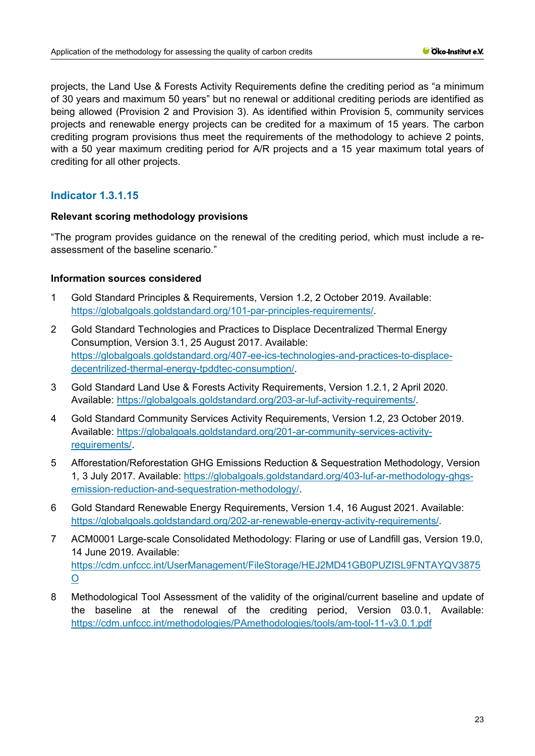projects, the Land Use & Forests Activity Requirements define the crediting period as "a minimum of 30 years and maximum 50 years" but no renewal or additional crediting periods are identified as being allowed (Provision 2 and Provision 3). As identified within Provision 5, community services projects and renewable energy projects can be credited for a maximum of 15 years. The carbon crediting program provisions thus meet the requirements of the methodology to achieve 2 points, with a 50 year maximum crediting period for A/R projects and a 15 year maximum total years of crediting for all other projects.

### Indicator 1.3.1.15

**Relevant scoring methodology provisions**

"The program provides guidance on the renewal of the crediting period, which must include a re-assessment of the baseline scenario."

**Information sources considered**

1. Gold Standard Principles & Requirements, Version 1.2, 2 October 2019. Available: https://globalgoals.goldstandard.org/101-par-principles-requirements/.
2. Gold Standard Technologies and Practices to Displace Decentralized Thermal Energy Consumption, Version 3.1, 25 August 2017. Available: https://globalgoals.goldstandard.org/407-ee-ics-technologies-and-practices-to-displace-decentrilized-thermal-energy-tpddtec-consumption/.
3. Gold Standard Land Use & Forests Activity Requirements, Version 1.2.1, 2 April 2020. Available: https://globalgoals.goldstandard.org/203-ar-luf-activity-requirements/.
4. Gold Standard Community Services Activity Requirements, Version 1.2, 23 October 2019. Available: https://globalgoals.goldstandard.org/201-ar-community-services-activity-requirements/.
5. Afforestation/Reforestation GHG Emissions Reduction & Sequestration Methodology, Version 1, 3 July 2017. Available: https://globalgoals.goldstandard.org/403-luf-ar-methodology-ghgs-emission-reduction-and-sequestration-methodology/.
6. Gold Standard Renewable Energy Requirements, Version 1.4, 16 August 2021. Available: https://globalgoals.goldstandard.org/202-ar-renewable-energy-activity-requirements/.
7. ACM0001 Large-scale Consolidated Methodology: Flaring or use of Landfill gas, Version 19.0, 14 June 2019. Available: https://cdm.unfccc.int/UserManagement/FileStorage/HEJ2MD41GB0PUZISL9FNTAYQV3875O
8. Methodological Tool Assessment of the validity of the original/current baseline and update of the baseline at the renewal of the crediting period, Version 03.0.1, Available: https://cdm.unfccc.int/methodologies/PAmethodologies/tools/am-tool-11-v3.0.1.pdf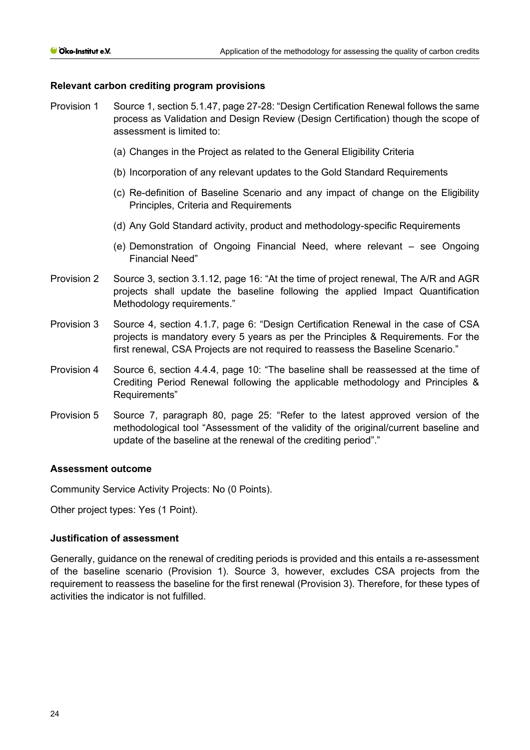### Relevant carbon crediting program provisions

Provision 1 Source 1, section 5.1.47, page 27-28: "Design Certification Renewal follows the same process as Validation and Design Review (Design Certification) though the scope of assessment is limited to:

(a) Changes in the Project as related to the General Eligibility Criteria

(b) Incorporation of any relevant updates to the Gold Standard Requirements

(c) Re-definition of Baseline Scenario and any impact of change on the Eligibility Principles, Criteria and Requirements

(d) Any Gold Standard activity, product and methodology-specific Requirements

(e) Demonstration of Ongoing Financial Need, where relevant – see Ongoing Financial Need"

Provision 2 Source 3, section 3.1.12, page 16: "At the time of project renewal, The A/R and AGR projects shall update the baseline following the applied Impact Quantification Methodology requirements."

Provision 3 Source 4, section 4.1.7, page 6: "Design Certification Renewal in the case of CSA projects is mandatory every 5 years as per the Principles & Requirements. For the first renewal, CSA Projects are not required to reassess the Baseline Scenario."

Provision 4 Source 6, section 4.4.4, page 10: "The baseline shall be reassessed at the time of Crediting Period Renewal following the applicable methodology and Principles & Requirements"

Provision 5 Source 7, paragraph 80, page 25: "Refer to the latest approved version of the methodological tool "Assessment of the validity of the original/current baseline and update of the baseline at the renewal of the crediting period"."

### Assessment outcome

Community Service Activity Projects: No (0 Points).

Other project types: Yes (1 Point).

### Justification of assessment

Generally, guidance on the renewal of crediting periods is provided and this entails a re-assessment of the baseline scenario (Provision 1). Source 3, however, excludes CSA projects from the requirement to reassess the baseline for the first renewal (Provision 3). Therefore, for these types of activities the indicator is not fulfilled.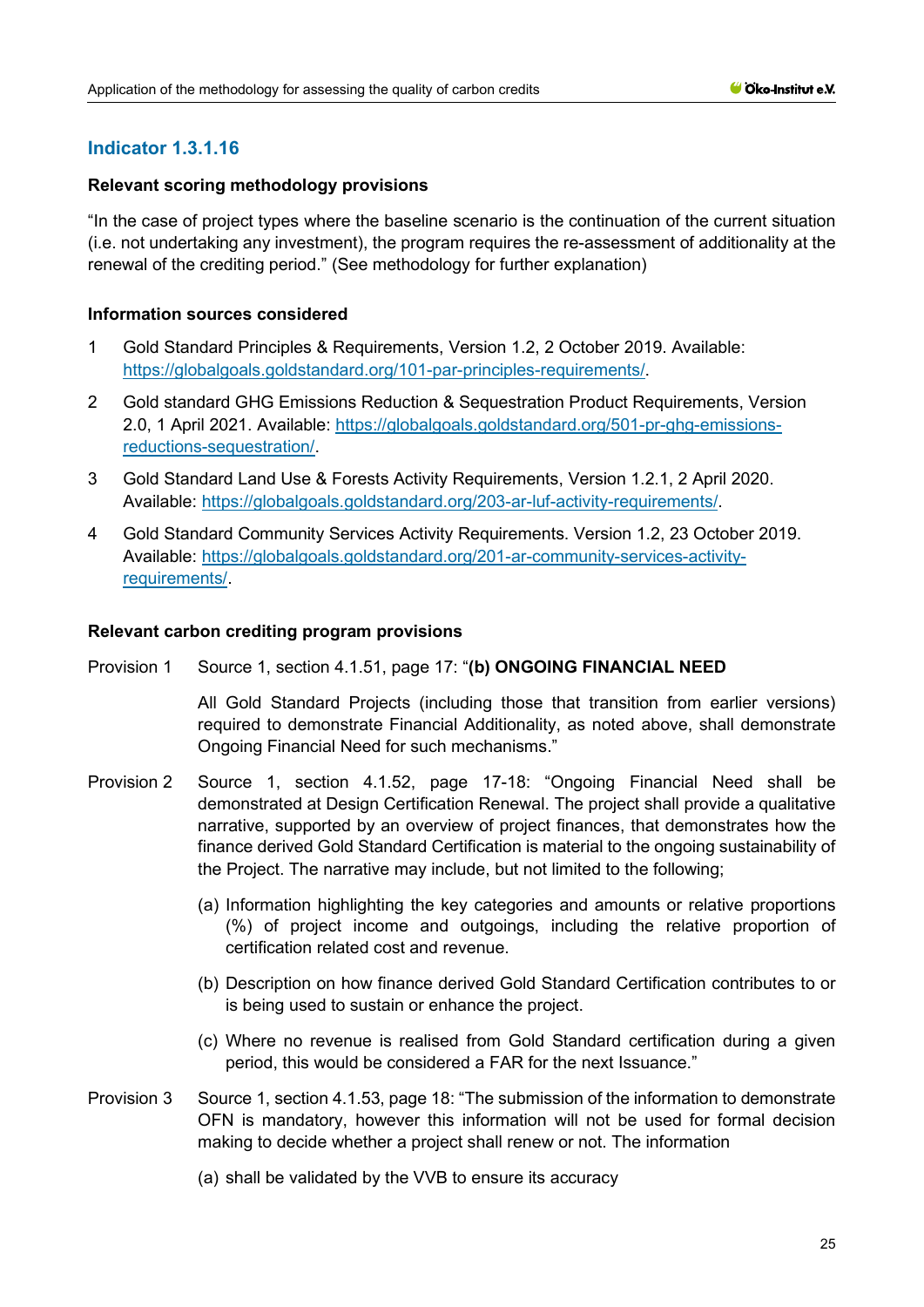## Indicator 1.3.1.16

### Relevant scoring methodology provisions

"In the case of project types where the baseline scenario is the continuation of the current situation (i.e. not undertaking any investment), the program requires the re-assessment of additionality at the renewal of the crediting period." (See methodology for further explanation)

### Information sources considered

1. Gold Standard Principles & Requirements, Version 1.2, 2 October 2019. Available: https://globalgoals.goldstandard.org/101-par-principles-requirements/.
2. Gold standard GHG Emissions Reduction & Sequestration Product Requirements, Version 2.0, 1 April 2021. Available: https://globalgoals.goldstandard.org/501-pr-ghg-emissions-reductions-sequestration/.
3. Gold Standard Land Use & Forests Activity Requirements, Version 1.2.1, 2 April 2020. Available: https://globalgoals.goldstandard.org/203-ar-luf-activity-requirements/.
4. Gold Standard Community Services Activity Requirements. Version 1.2, 23 October 2019. Available: https://globalgoals.goldstandard.org/201-ar-community-services-activity-requirements/.

### Relevant carbon crediting program provisions

Provision 1 Source 1, section 4.1.51, page 17: "**(b) ONGOING FINANCIAL NEED**

All Gold Standard Projects (including those that transition from earlier versions) required to demonstrate Financial Additionality, as noted above, shall demonstrate Ongoing Financial Need for such mechanisms."

Provision 2 Source 1, section 4.1.52, page 17-18: "Ongoing Financial Need shall be demonstrated at Design Certification Renewal. The project shall provide a qualitative narrative, supported by an overview of project finances, that demonstrates how the finance derived Gold Standard Certification is material to the ongoing sustainability of the Project. The narrative may include, but not limited to the following;

(a) Information highlighting the key categories and amounts or relative proportions (%) of project income and outgoings, including the relative proportion of certification related cost and revenue.

(b) Description on how finance derived Gold Standard Certification contributes to or is being used to sustain or enhance the project.

(c) Where no revenue is realised from Gold Standard certification during a given period, this would be considered a FAR for the next Issuance."

Provision 3 Source 1, section 4.1.53, page 18: "The submission of the information to demonstrate OFN is mandatory, however this information will not be used for formal decision making to decide whether a project shall renew or not. The information

(a) shall be validated by the VVB to ensure its accuracy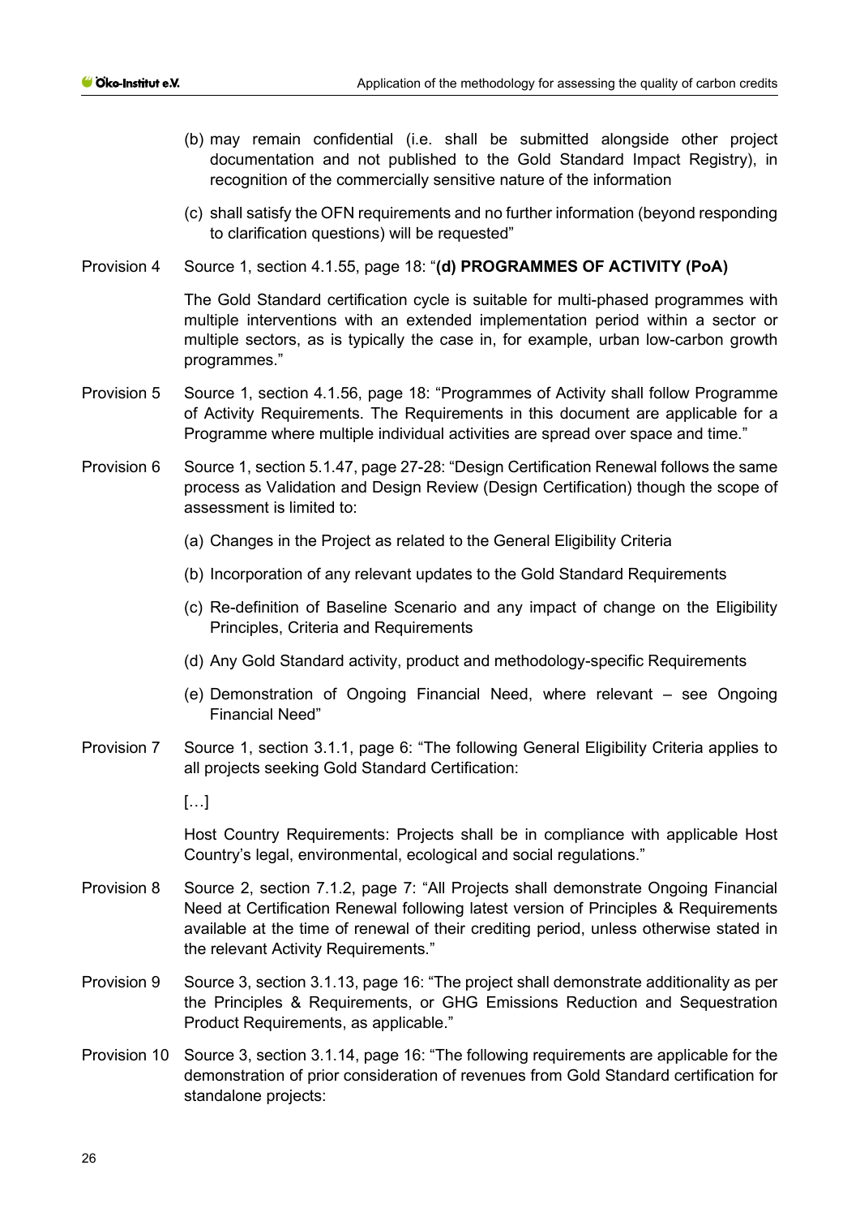(b) may remain confidential (i.e. shall be submitted alongside other project documentation and not published to the Gold Standard Impact Registry), in recognition of the commercially sensitive nature of the information

(c) shall satisfy the OFN requirements and no further information (beyond responding to clarification questions) will be requested"

Provision 4 Source 1, section 4.1.55, page 18: "**(d) PROGRAMMES OF ACTIVITY (PoA)**

The Gold Standard certification cycle is suitable for multi-phased programmes with multiple interventions with an extended implementation period within a sector or multiple sectors, as is typically the case in, for example, urban low-carbon growth programmes."

Provision 5 Source 1, section 4.1.56, page 18: "Programmes of Activity shall follow Programme of Activity Requirements. The Requirements in this document are applicable for a Programme where multiple individual activities are spread over space and time."

Provision 6 Source 1, section 5.1.47, page 27-28: "Design Certification Renewal follows the same process as Validation and Design Review (Design Certification) though the scope of assessment is limited to:

(a) Changes in the Project as related to the General Eligibility Criteria

(b) Incorporation of any relevant updates to the Gold Standard Requirements

(c) Re-definition of Baseline Scenario and any impact of change on the Eligibility Principles, Criteria and Requirements

(d) Any Gold Standard activity, product and methodology-specific Requirements

(e) Demonstration of Ongoing Financial Need, where relevant – see Ongoing Financial Need"

Provision 7 Source 1, section 3.1.1, page 6: "The following General Eligibility Criteria applies to all projects seeking Gold Standard Certification:

[…]

Host Country Requirements: Projects shall be in compliance with applicable Host Country's legal, environmental, ecological and social regulations."

Provision 8 Source 2, section 7.1.2, page 7: "All Projects shall demonstrate Ongoing Financial Need at Certification Renewal following latest version of Principles & Requirements available at the time of renewal of their crediting period, unless otherwise stated in the relevant Activity Requirements."

Provision 9 Source 3, section 3.1.13, page 16: "The project shall demonstrate additionality as per the Principles & Requirements, or GHG Emissions Reduction and Sequestration Product Requirements, as applicable."

Provision 10 Source 3, section 3.1.14, page 16: "The following requirements are applicable for the demonstration of prior consideration of revenues from Gold Standard certification for standalone projects: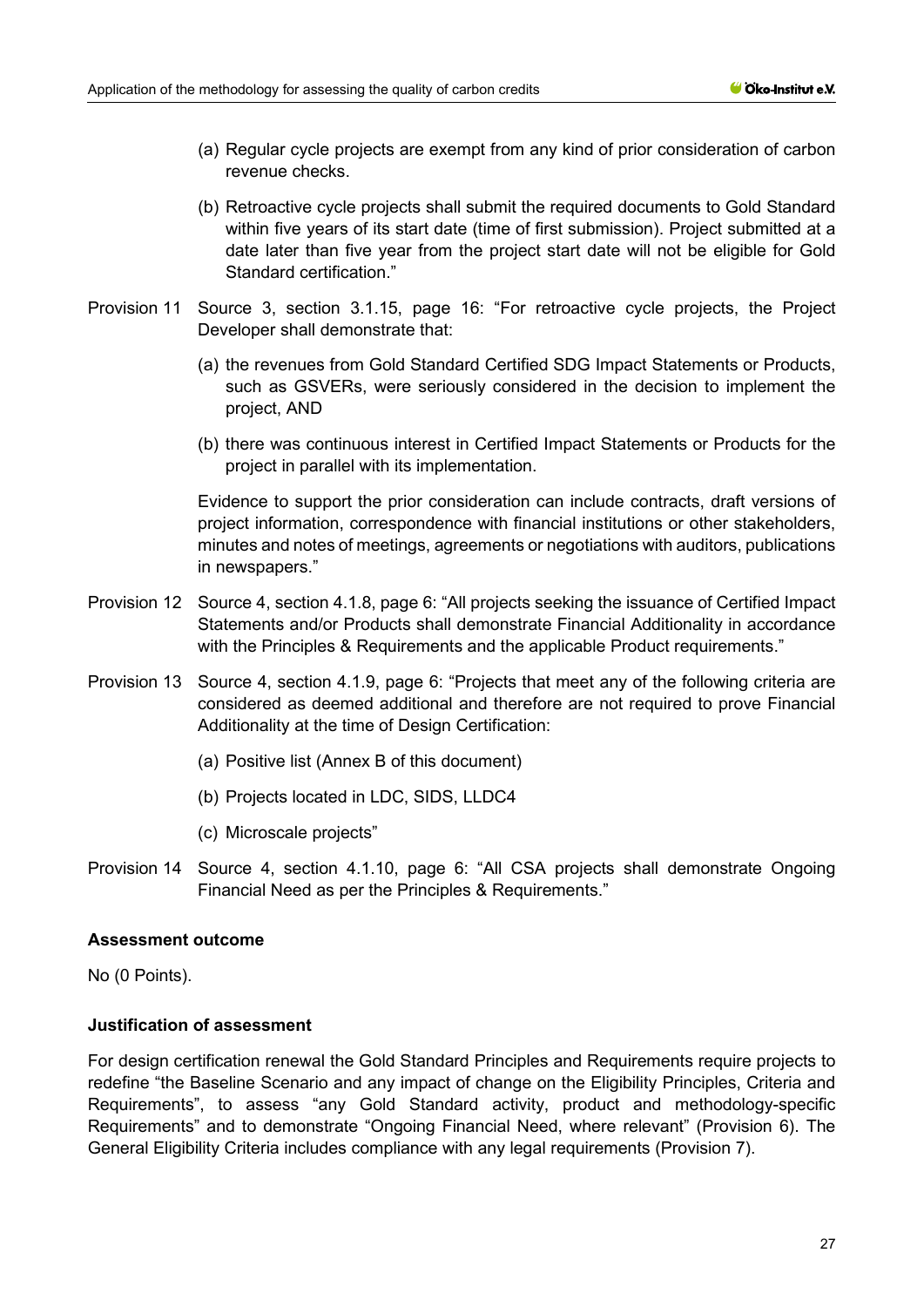(a) Regular cycle projects are exempt from any kind of prior consideration of carbon revenue checks.

(b) Retroactive cycle projects shall submit the required documents to Gold Standard within five years of its start date (time of first submission). Project submitted at a date later than five year from the project start date will not be eligible for Gold Standard certification."

Provision 11 Source 3, section 3.1.15, page 16: "For retroactive cycle projects, the Project Developer shall demonstrate that:

(a) the revenues from Gold Standard Certified SDG Impact Statements or Products, such as GSVERs, were seriously considered in the decision to implement the project, AND

(b) there was continuous interest in Certified Impact Statements or Products for the project in parallel with its implementation.

Evidence to support the prior consideration can include contracts, draft versions of project information, correspondence with financial institutions or other stakeholders, minutes and notes of meetings, agreements or negotiations with auditors, publications in newspapers."

Provision 12 Source 4, section 4.1.8, page 6: "All projects seeking the issuance of Certified Impact Statements and/or Products shall demonstrate Financial Additionality in accordance with the Principles & Requirements and the applicable Product requirements."

Provision 13 Source 4, section 4.1.9, page 6: "Projects that meet any of the following criteria are considered as deemed additional and therefore are not required to prove Financial Additionality at the time of Design Certification:

(a) Positive list (Annex B of this document)

(b) Projects located in LDC, SIDS, LLDC4

(c) Microscale projects"

Provision 14 Source 4, section 4.1.10, page 6: "All CSA projects shall demonstrate Ongoing Financial Need as per the Principles & Requirements."

**Assessment outcome**

No (0 Points).

**Justification of assessment**

For design certification renewal the Gold Standard Principles and Requirements require projects to redefine "the Baseline Scenario and any impact of change on the Eligibility Principles, Criteria and Requirements", to assess "any Gold Standard activity, product and methodology-specific Requirements" and to demonstrate "Ongoing Financial Need, where relevant" (Provision 6). The General Eligibility Criteria includes compliance with any legal requirements (Provision 7).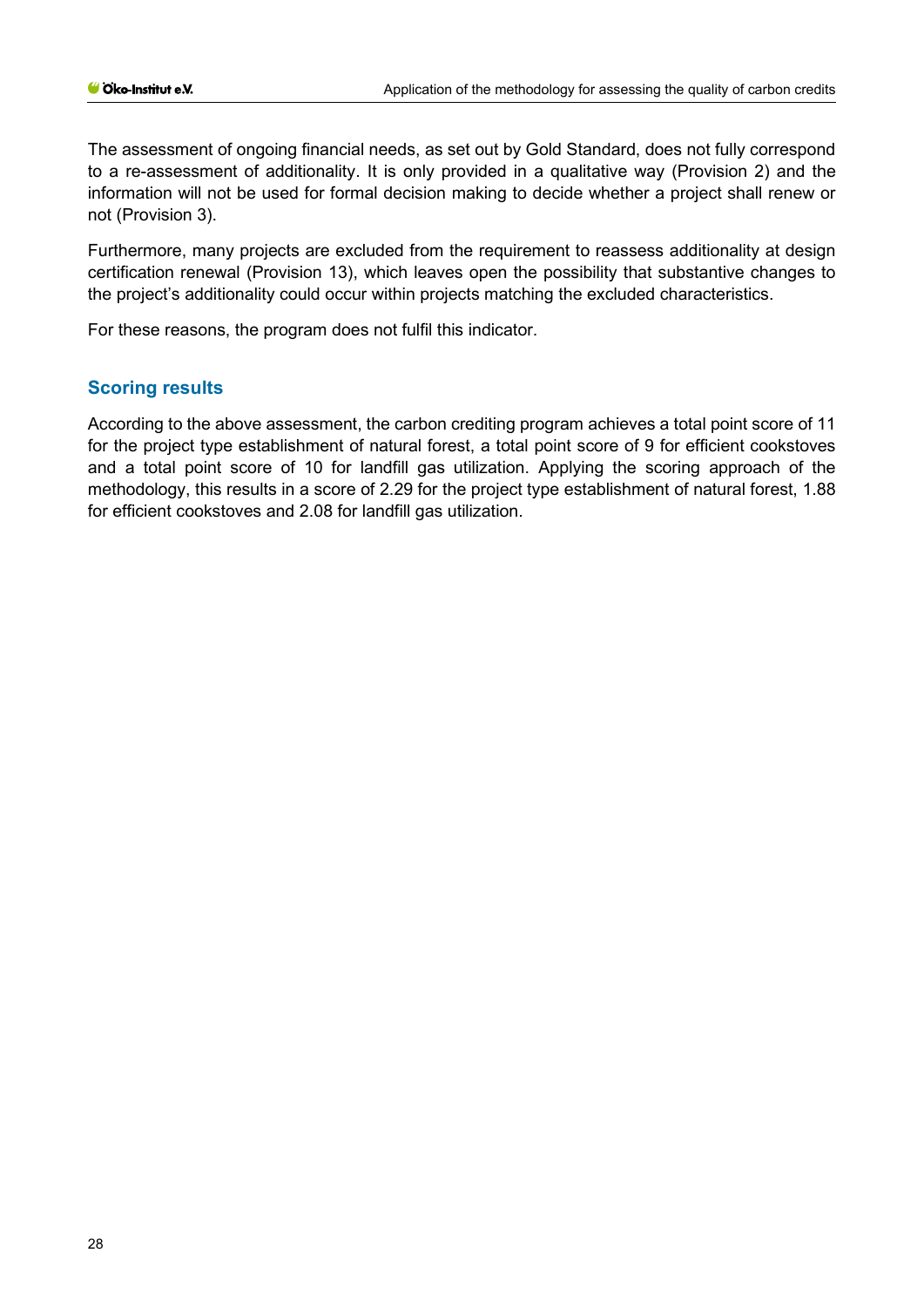The assessment of ongoing financial needs, as set out by Gold Standard, does not fully correspond to a re-assessment of additionality. It is only provided in a qualitative way (Provision 2) and the information will not be used for formal decision making to decide whether a project shall renew or not (Provision 3).

Furthermore, many projects are excluded from the requirement to reassess additionality at design certification renewal (Provision 13), which leaves open the possibility that substantive changes to the project's additionality could occur within projects matching the excluded characteristics.

For these reasons, the program does not fulfil this indicator.

### Scoring results

According to the above assessment, the carbon crediting program achieves a total point score of 11 for the project type establishment of natural forest, a total point score of 9 for efficient cookstoves and a total point score of 10 for landfill gas utilization. Applying the scoring approach of the methodology, this results in a score of 2.29 for the project type establishment of natural forest, 1.88 for efficient cookstoves and 2.08 for landfill gas utilization.